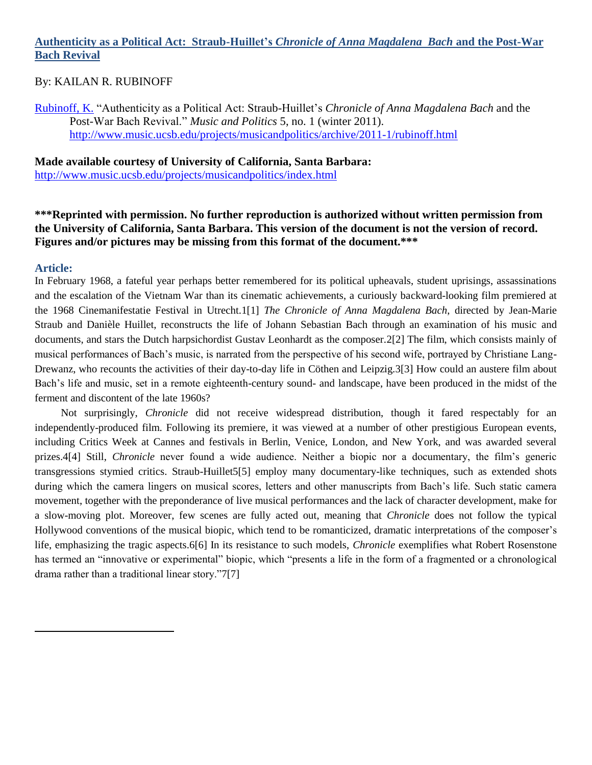## Authenticity as a Political Act: Straub-Huillet's *Chronicle of Anna Magdalena Bach* and the Post-War Bach Revival

By: KAILAN R. RUBINOFF

Rubinoff, K. "Authenticity as a Political Act: Straub-Huillet's *Chronicle of Anna Magdalena Bach* and the Post-War Bach Revival." *Music and Politics* 5, no. 1 (winter 2011). http://www.music.ucsb.edu/projects/musicandpolitics/archive/2011-1/rubinoff.html

**Made available courtesy of University of California, Santa Barbara:** http://www.music.ucsb.edu/projects/musicandpolitics/index.html

**\*\*\*Reprinted with permission. No further reproduction is authorized without written permission from the University of California, Santa Barbara. This version of the document is not the version of record. Figures and/or pictures may be missing from this format of the document.\*\*\***

### Article:

In February 1968, a fateful year perhaps better remembered for its political upheavals, student uprisings, assassinations and the escalation of the Vietnam War than its cinematic achievements, a curiously backward-looking film premiered at the 1968 Cinemanifestatie Festival in Utrecht.1[1] *The Chronicle of Anna Magdalena Bach*, directed by Jean-Marie Straub and Danièle Huillet, reconstructs the life of Johann Sebastian Bach through an examination of his music and documents, and stars the Dutch harpsichordist Gustav Leonhardt as the composer.2[2] The film, which consists mainly of musical performances of Bach's music, is narrated from the perspective of his second wife, portrayed by Christiane Lang-Drewanz, who recounts the activities of their day-to-day life in Cöthen and Leipzig.3[3] How could an austere film about Bach's life and music, set in a remote eighteenth-century sound- and landscape, have been produced in the midst of the ferment and discontent of the late 1960s?

Not surprisingly, *Chronicle* did not receive widespread distribution, though it fared respectably for an independently-produced film. Following its premiere, it was viewed at a number of other prestigious European events, including Critics Week at Cannes and festivals in Berlin, Venice, London, and New York, and was awarded several prizes.4[4] Still, *Chronicle* never found a wide audience. Neither a biopic nor a documentary, the film's generic transgressions stymied critics. Straub-Huillet5[5] employ many documentary-like techniques, such as extended shots during which the camera lingers on musical scores, letters and other manuscripts from Bach's life. Such static camera movement, together with the preponderance of live musical performances and the lack of character development, make for a slow-moving plot. Moreover, few scenes are fully acted out, meaning that *Chronicle* does not follow the typical Hollywood conventions of the musical biopic, which tend to be romanticized, dramatic interpretations of the composer's life, emphasizing the tragic aspects.6[6] In its resistance to such models, *Chronicle* exemplifies what Robert Rosenstone has termed an "innovative or experimental" biopic, which "presents a life in the form of a fragmented or a chronological drama rather than a traditional linear story."7[7]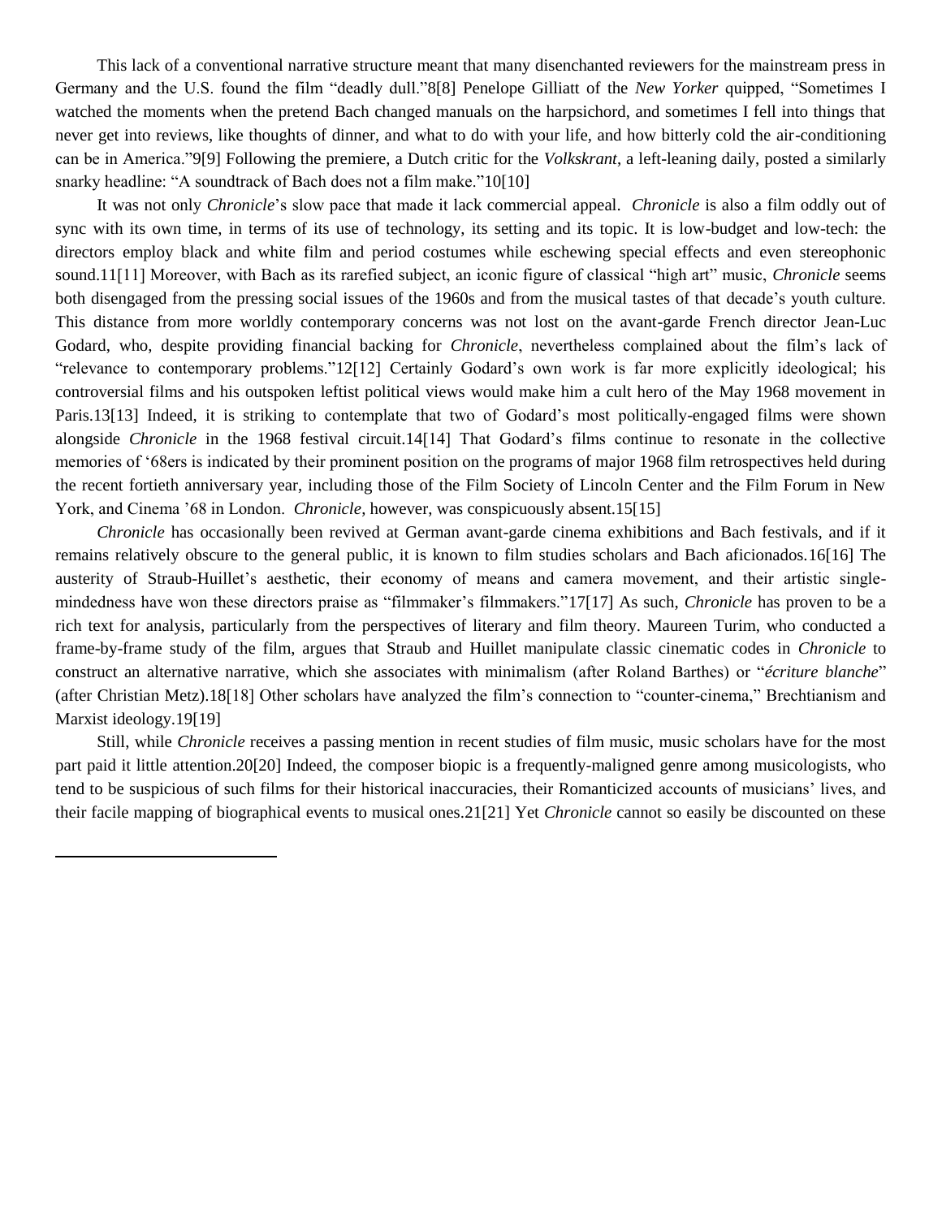This lack of a conventional narrative structure meant that many disenchanted reviewers for the mainstream press in Germany and the U.S. found the film "deadly dull."[8] Penelope Gilliatt of the *New Yorker* quipped, "Sometimes I watched the moments when the pretend Bach changed manuals on the harpsichord, and sometimes I fell into things that never get into reviews, like thoughts of dinner, and what to do with your life, and how bitterly cold the air-conditioning can be in America."[9] Following the premiere, a Dutch critic for the *Volkskrant*, a left-leaning daily, posted a similarly snarky headline: "A soundtrack of Bach does not a film make."[10]

It was not only *Chronicle*'s slow pace that made it lack commercial appeal. *Chronicle* is also a film oddly out of sync with its own time, in terms of its use of technology, its setting and its topic. It is low-budget and low-tech: the directors employ black and white film and period costumes while eschewing special effects and even stereophonic sound.[11] Moreover, with Bach as its rarefied subject, an iconic figure of classical "high art" music, *Chronicle* seems both disengaged from the pressing social issues of the 1960s and from the musical tastes of that decade's youth culture. This distance from more worldly contemporary concerns was not lost on the avant-garde French director Jean-Luc Godard, who, despite providing financial backing for *Chronicle*, nevertheless complained about the film's lack of "relevance to contemporary problems."[12] Certainly Godard's own work is far more explicitly ideological; his controversial films and his outspoken leftist political views would make him a cult hero of the May 1968 movement in Paris.[13] Indeed, it is striking to contemplate that two of Godard's most politically-engaged films were shown alongside *Chronicle* in the 1968 festival circuit.[14] That Godard's films continue to resonate in the collective memories of '68ers is indicated by their prominent position on the programs of major 1968 film retrospectives held during the recent fortieth anniversary year, including those of the Film Society of Lincoln Center and the Film Forum in New York, and Cinema '68 in London. *Chronicle*, however, was conspicuously absent.[15]

*Chronicle* has occasionally been revived at German avant-garde cinema exhibitions and Bach festivals, and if it remains relatively obscure to the general public, it is known to film studies scholars and Bach aficionados.[16] The austerity of Straub-Huillet's aesthetic, their economy of means and camera movement, and their artistic single-mindedness have won these directors praise as "filmmaker's filmmakers."[17] As such, *Chronicle* has proven to be a rich text for analysis, particularly from the perspectives of literary and film theory. Maureen Turim, who conducted a frame-by-frame study of the film, argues that Straub and Huillet manipulate classic cinematic codes in *Chronicle* to construct an alternative narrative, which she associates with minimalism (after Roland Barthes) or "*écriture blanche*" (after Christian Metz).[18] Other scholars have analyzed the film's connection to "counter-cinema," Brechtianism and Marxist ideology.[19]

Still, while *Chronicle* receives a passing mention in recent studies of film music, music scholars have for the most part paid it little attention.[20] Indeed, the composer biopic is a frequently-maligned genre among musicologists, who tend to be suspicious of such films for their historical inaccuracies, their Romanticized accounts of musicians' lives, and their facile mapping of biographical events to musical ones.[21] Yet *Chronicle* cannot so easily be discounted on these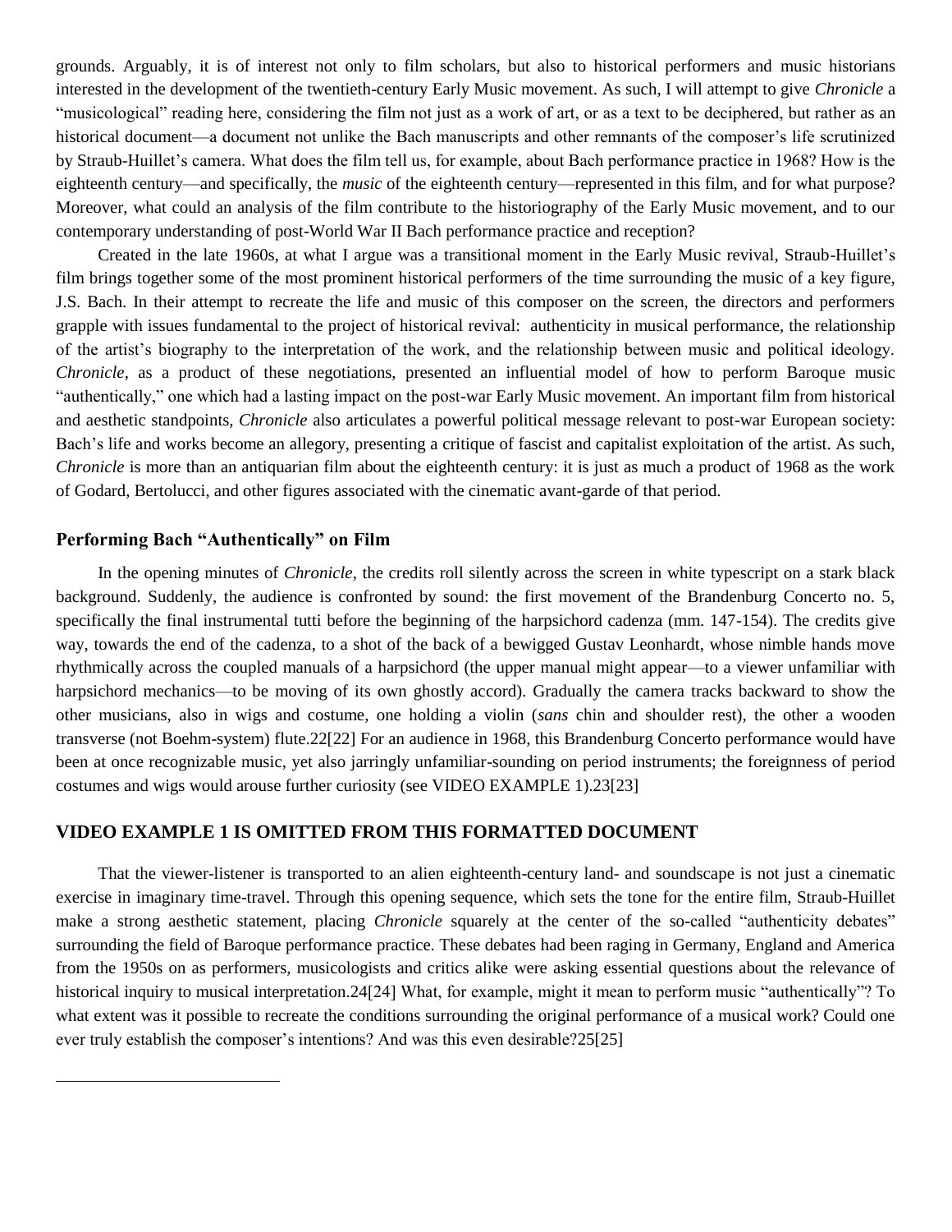grounds. Arguably, it is of interest not only to film scholars, but also to historical performers and music historians interested in the development of the twentieth-century Early Music movement. As such, I will attempt to give *Chronicle* a "musicological" reading here, considering the film not just as a work of art, or as a text to be deciphered, but rather as an historical document—a document not unlike the Bach manuscripts and other remnants of the composer's life scrutinized by Straub-Huillet's camera. What does the film tell us, for example, about Bach performance practice in 1968? How is the eighteenth century—and specifically, the *music* of the eighteenth century—represented in this film, and for what purpose? Moreover, what could an analysis of the film contribute to the historiography of the Early Music movement, and to our contemporary understanding of post-World War II Bach performance practice and reception?

Created in the late 1960s, at what I argue was a transitional moment in the Early Music revival, Straub-Huillet's film brings together some of the most prominent historical performers of the time surrounding the music of a key figure, J.S. Bach. In their attempt to recreate the life and music of this composer on the screen, the directors and performers grapple with issues fundamental to the project of historical revival: authenticity in musical performance, the relationship of the artist's biography to the interpretation of the work, and the relationship between music and political ideology. *Chronicle*, as a product of these negotiations, presented an influential model of how to perform Baroque music "authentically," one which had a lasting impact on the post-war Early Music movement. An important film from historical and aesthetic standpoints, *Chronicle* also articulates a powerful political message relevant to post-war European society: Bach's life and works become an allegory, presenting a critique of fascist and capitalist exploitation of the artist. As such, *Chronicle* is more than an antiquarian film about the eighteenth century: it is just as much a product of 1968 as the work of Godard, Bertolucci, and other figures associated with the cinematic avant-garde of that period.

## Performing Bach "Authentically" on Film

In the opening minutes of *Chronicle*, the credits roll silently across the screen in white typescript on a stark black background. Suddenly, the audience is confronted by sound: the first movement of the Brandenburg Concerto no. 5, specifically the final instrumental tutti before the beginning of the harpsichord cadenza (mm. 147-154). The credits give way, towards the end of the cadenza, to a shot of the back of a bewigged Gustav Leonhardt, whose nimble hands move rhythmically across the coupled manuals of a harpsichord (the upper manual might appear—to a viewer unfamiliar with harpsichord mechanics—to be moving of its own ghostly accord). Gradually the camera tracks backward to show the other musicians, also in wigs and costume, one holding a violin (*sans* chin and shoulder rest), the other a wooden transverse (not Boehm-system) flute.22[22] For an audience in 1968, this Brandenburg Concerto performance would have been at once recognizable music, yet also jarringly unfamiliar-sounding on period instruments; the foreignness of period costumes and wigs would arouse further curiosity (see VIDEO EXAMPLE 1).23[23]

### VIDEO EXAMPLE 1 IS OMITTED FROM THIS FORMATTED DOCUMENT

That the viewer-listener is transported to an alien eighteenth-century land- and soundscape is not just a cinematic exercise in imaginary time-travel. Through this opening sequence, which sets the tone for the entire film, Straub-Huillet make a strong aesthetic statement, placing *Chronicle* squarely at the center of the so-called "authenticity debates" surrounding the field of Baroque performance practice. These debates had been raging in Germany, England and America from the 1950s on as performers, musicologists and critics alike were asking essential questions about the relevance of historical inquiry to musical interpretation.24[24] What, for example, might it mean to perform music "authentically"? To what extent was it possible to recreate the conditions surrounding the original performance of a musical work? Could one ever truly establish the composer's intentions? And was this even desirable?25[25]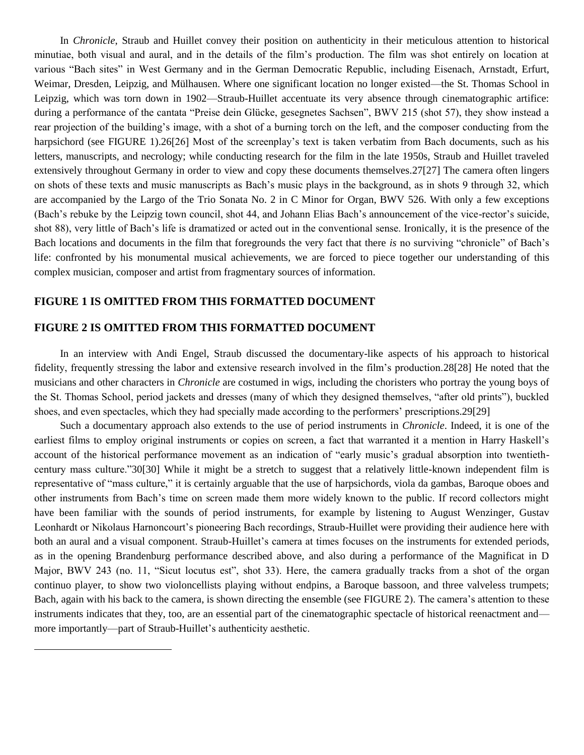In *Chronicle*, Straub and Huillet convey their position on authenticity in their meticulous attention to historical minutiae, both visual and aural, and in the details of the film's production. The film was shot entirely on location at various "Bach sites" in West Germany and in the German Democratic Republic, including Eisenach, Arnstadt, Erfurt, Weimar, Dresden, Leipzig, and Mülhausen. Where one significant location no longer existed—the St. Thomas School in Leipzig, which was torn down in 1902—Straub-Huillet accentuate its very absence through cinematographic artifice: during a performance of the cantata "Preise dein Glücke, gesegnetes Sachsen", BWV 215 (shot 57), they show instead a rear projection of the building's image, with a shot of a burning torch on the left, and the composer conducting from the harpsichord (see FIGURE 1).26[26] Most of the screenplay's text is taken verbatim from Bach documents, such as his letters, manuscripts, and necrology; while conducting research for the film in the late 1950s, Straub and Huillet traveled extensively throughout Germany in order to view and copy these documents themselves.27[27] The camera often lingers on shots of these texts and music manuscripts as Bach's music plays in the background, as in shots 9 through 32, which are accompanied by the Largo of the Trio Sonata No. 2 in C Minor for Organ, BWV 526. With only a few exceptions (Bach's rebuke by the Leipzig town council, shot 44, and Johann Elias Bach's announcement of the vice-rector's suicide, shot 88), very little of Bach's life is dramatized or acted out in the conventional sense. Ironically, it is the presence of the Bach locations and documents in the film that foregrounds the very fact that there *is* no surviving "chronicle" of Bach's life: confronted by his monumental musical achievements, we are forced to piece together our understanding of this complex musician, composer and artist from fragmentary sources of information.

**FIGURE 1 IS OMITTED FROM THIS FORMATTED DOCUMENT**

**FIGURE 2 IS OMITTED FROM THIS FORMATTED DOCUMENT**

In an interview with Andi Engel, Straub discussed the documentary-like aspects of his approach to historical fidelity, frequently stressing the labor and extensive research involved in the film's production.28[28] He noted that the musicians and other characters in *Chronicle* are costumed in wigs, including the choristers who portray the young boys of the St. Thomas School, period jackets and dresses (many of which they designed themselves, "after old prints"), buckled shoes, and even spectacles, which they had specially made according to the performers' prescriptions.29[29]

Such a documentary approach also extends to the use of period instruments in *Chronicle*. Indeed, it is one of the earliest films to employ original instruments or copies on screen, a fact that warranted it a mention in Harry Haskell's account of the historical performance movement as an indication of "early music's gradual absorption into twentieth-century mass culture."30[30] While it might be a stretch to suggest that a relatively little-known independent film is representative of "mass culture," it is certainly arguable that the use of harpsichords, viola da gambas, Baroque oboes and other instruments from Bach's time on screen made them more widely known to the public. If record collectors might have been familiar with the sounds of period instruments, for example by listening to August Wenzinger, Gustav Leonhardt or Nikolaus Harnoncourt's pioneering Bach recordings, Straub-Huillet were providing their audience here with both an aural and a visual component. Straub-Huillet's camera at times focuses on the instruments for extended periods, as in the opening Brandenburg performance described above, and also during a performance of the Magnificat in D Major, BWV 243 (no. 11, "Sicut locutus est", shot 33). Here, the camera gradually tracks from a shot of the organ continuo player, to show two violoncellists playing without endpins, a Baroque bassoon, and three valveless trumpets; Bach, again with his back to the camera, is shown directing the ensemble (see FIGURE 2). The camera's attention to these instruments indicates that they, too, are an essential part of the cinematographic spectacle of historical reenactment and—more importantly—part of Straub-Huillet's authenticity aesthetic.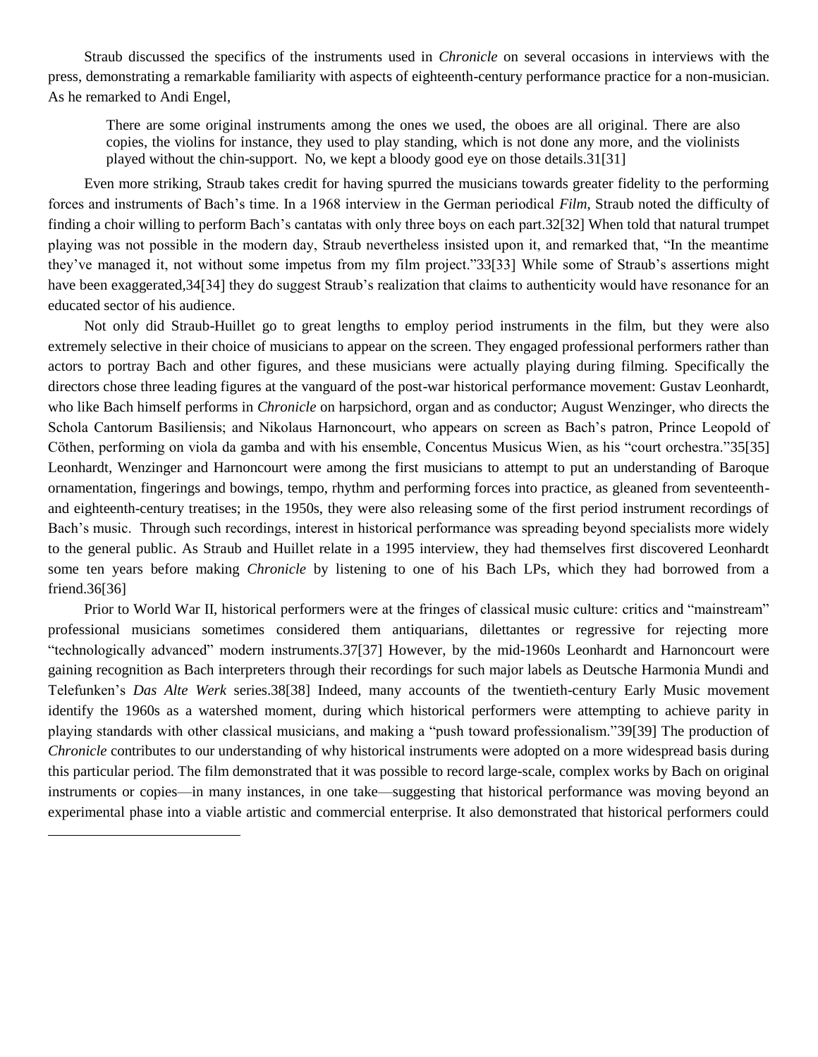Straub discussed the specifics of the instruments used in *Chronicle* on several occasions in interviews with the press, demonstrating a remarkable familiarity with aspects of eighteenth-century performance practice for a non-musician. As he remarked to Andi Engel,

> There are some original instruments among the ones we used, the oboes are all original. There are also copies, the violins for instance, they used to play standing, which is not done any more, and the violinists played without the chin-support. No, we kept a bloody good eye on those details.31[31]

Even more striking, Straub takes credit for having spurred the musicians towards greater fidelity to the performing forces and instruments of Bach's time. In a 1968 interview in the German periodical *Film*, Straub noted the difficulty of finding a choir willing to perform Bach's cantatas with only three boys on each part.32[32] When told that natural trumpet playing was not possible in the modern day, Straub nevertheless insisted upon it, and remarked that, "In the meantime they've managed it, not without some impetus from my film project."33[33] While some of Straub's assertions might have been exaggerated,34[34] they do suggest Straub's realization that claims to authenticity would have resonance for an educated sector of his audience.

Not only did Straub-Huillet go to great lengths to employ period instruments in the film, but they were also extremely selective in their choice of musicians to appear on the screen. They engaged professional performers rather than actors to portray Bach and other figures, and these musicians were actually playing during filming. Specifically the directors chose three leading figures at the vanguard of the post-war historical performance movement: Gustav Leonhardt, who like Bach himself performs in *Chronicle* on harpsichord, organ and as conductor; August Wenzinger, who directs the Schola Cantorum Basiliensis; and Nikolaus Harnoncourt, who appears on screen as Bach's patron, Prince Leopold of Cöthen, performing on viola da gamba and with his ensemble, Concentus Musicus Wien, as his "court orchestra."35[35] Leonhardt, Wenzinger and Harnoncourt were among the first musicians to attempt to put an understanding of Baroque ornamentation, fingerings and bowings, tempo, rhythm and performing forces into practice, as gleaned from seventeenth- and eighteenth-century treatises; in the 1950s, they were also releasing some of the first period instrument recordings of Bach's music. Through such recordings, interest in historical performance was spreading beyond specialists more widely to the general public. As Straub and Huillet relate in a 1995 interview, they had themselves first discovered Leonhardt some ten years before making *Chronicle* by listening to one of his Bach LPs, which they had borrowed from a friend.36[36]

Prior to World War II, historical performers were at the fringes of classical music culture: critics and "mainstream" professional musicians sometimes considered them antiquarians, dilettantes or regressive for rejecting more "technologically advanced" modern instruments.37[37] However, by the mid-1960s Leonhardt and Harnoncourt were gaining recognition as Bach interpreters through their recordings for such major labels as Deutsche Harmonia Mundi and Telefunken's *Das Alte Werk* series.38[38] Indeed, many accounts of the twentieth-century Early Music movement identify the 1960s as a watershed moment, during which historical performers were attempting to achieve parity in playing standards with other classical musicians, and making a "push toward professionalism."39[39] The production of *Chronicle* contributes to our understanding of why historical instruments were adopted on a more widespread basis during this particular period. The film demonstrated that it was possible to record large-scale, complex works by Bach on original instruments or copies—in many instances, in one take—suggesting that historical performance was moving beyond an experimental phase into a viable artistic and commercial enterprise. It also demonstrated that historical performers could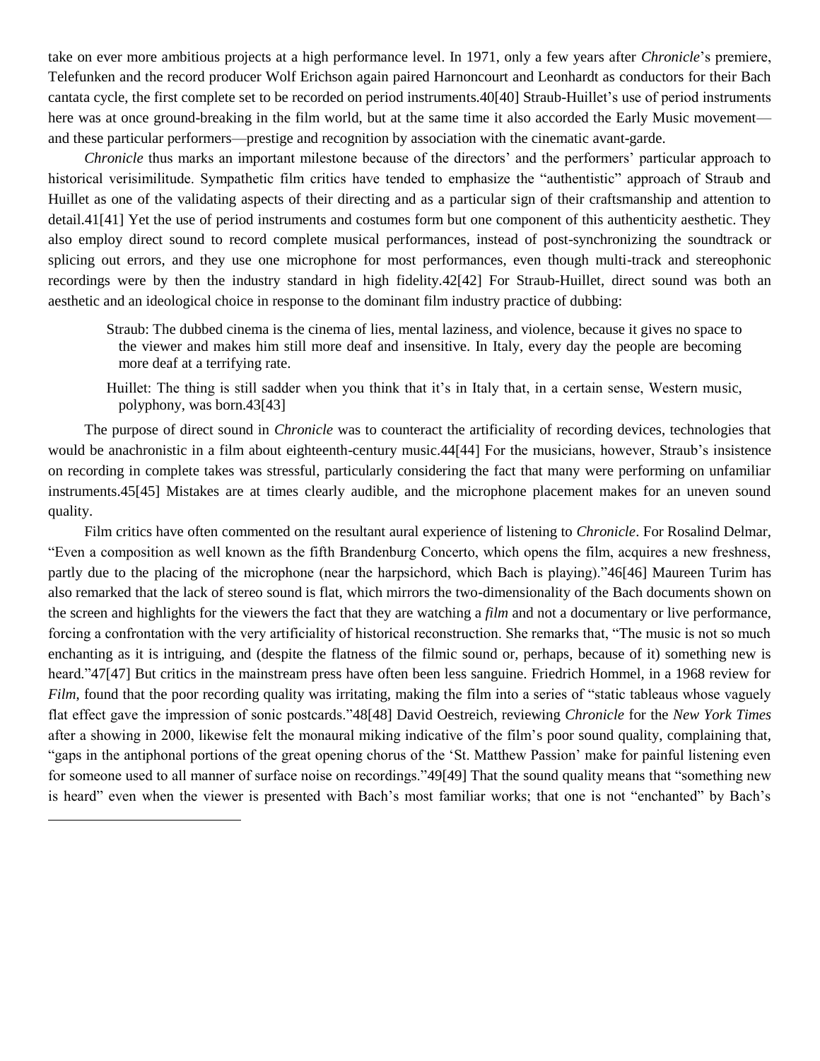take on ever more ambitious projects at a high performance level. In 1971, only a few years after *Chronicle*'s premiere, Telefunken and the record producer Wolf Erichson again paired Harnoncourt and Leonhardt as conductors for their Bach cantata cycle, the first complete set to be recorded on period instruments.40[40] Straub-Huillet's use of period instruments here was at once ground-breaking in the film world, but at the same time it also accorded the Early Music movement—and these particular performers—prestige and recognition by association with the cinematic avant-garde.

*Chronicle* thus marks an important milestone because of the directors' and the performers' particular approach to historical verisimilitude. Sympathetic film critics have tended to emphasize the "authentistic" approach of Straub and Huillet as one of the validating aspects of their directing and as a particular sign of their craftsmanship and attention to detail.41[41] Yet the use of period instruments and costumes form but one component of this authenticity aesthetic. They also employ direct sound to record complete musical performances, instead of post-synchronizing the soundtrack or splicing out errors, and they use one microphone for most performances, even though multi-track and stereophonic recordings were by then the industry standard in high fidelity.42[42] For Straub-Huillet, direct sound was both an aesthetic and an ideological choice in response to the dominant film industry practice of dubbing:

> Straub: The dubbed cinema is the cinema of lies, mental laziness, and violence, because it gives no space to the viewer and makes him still more deaf and insensitive. In Italy, every day the people are becoming more deaf at a terrifying rate.
>
> Huillet: The thing is still sadder when you think that it's in Italy that, in a certain sense, Western music, polyphony, was born.43[43]

The purpose of direct sound in *Chronicle* was to counteract the artificiality of recording devices, technologies that would be anachronistic in a film about eighteenth-century music.44[44] For the musicians, however, Straub's insistence on recording in complete takes was stressful, particularly considering the fact that many were performing on unfamiliar instruments.45[45] Mistakes are at times clearly audible, and the microphone placement makes for an uneven sound quality.

Film critics have often commented on the resultant aural experience of listening to *Chronicle*. For Rosalind Delmar, "Even a composition as well known as the fifth Brandenburg Concerto, which opens the film, acquires a new freshness, partly due to the placing of the microphone (near the harpsichord, which Bach is playing)."46[46] Maureen Turim has also remarked that the lack of stereo sound is flat, which mirrors the two-dimensionality of the Bach documents shown on the screen and highlights for the viewers the fact that they are watching a *film* and not a documentary or live performance, forcing a confrontation with the very artificiality of historical reconstruction. She remarks that, "The music is not so much enchanting as it is intriguing, and (despite the flatness of the filmic sound or, perhaps, because of it) something new is heard."47[47] But critics in the mainstream press have often been less sanguine. Friedrich Hommel, in a 1968 review for *Film*, found that the poor recording quality was irritating, making the film into a series of "static tableaus whose vaguely flat effect gave the impression of sonic postcards."48[48] David Oestreich, reviewing *Chronicle* for the *New York Times* after a showing in 2000, likewise felt the monaural miking indicative of the film's poor sound quality, complaining that, "gaps in the antiphonal portions of the great opening chorus of the 'St. Matthew Passion' make for painful listening even for someone used to all manner of surface noise on recordings."49[49] That the sound quality means that "something new is heard" even when the viewer is presented with Bach's most familiar works; that one is not "enchanted" by Bach's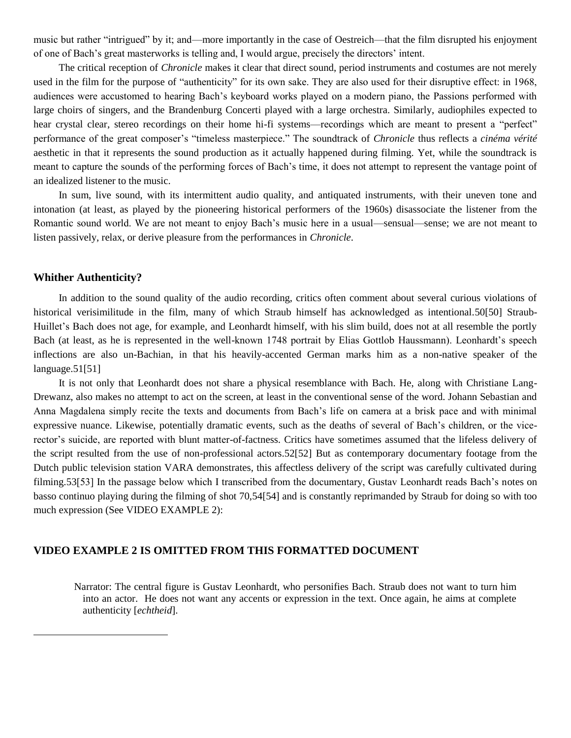music but rather "intrigued" by it; and—more importantly in the case of Oestreich—that the film disrupted his enjoyment of one of Bach's great masterworks is telling and, I would argue, precisely the directors' intent.

The critical reception of *Chronicle* makes it clear that direct sound, period instruments and costumes are not merely used in the film for the purpose of "authenticity" for its own sake. They are also used for their disruptive effect: in 1968, audiences were accustomed to hearing Bach's keyboard works played on a modern piano, the Passions performed with large choirs of singers, and the Brandenburg Concerti played with a large orchestra. Similarly, audiophiles expected to hear crystal clear, stereo recordings on their home hi-fi systems—recordings which are meant to present a "perfect" performance of the great composer's "timeless masterpiece." The soundtrack of *Chronicle* thus reflects a *cinéma vérité* aesthetic in that it represents the sound production as it actually happened during filming. Yet, while the soundtrack is meant to capture the sounds of the performing forces of Bach's time, it does not attempt to represent the vantage point of an idealized listener to the music.

In sum, live sound, with its intermittent audio quality, and antiquated instruments, with their uneven tone and intonation (at least, as played by the pioneering historical performers of the 1960s) disassociate the listener from the Romantic sound world. We are not meant to enjoy Bach's music here in a usual—sensual—sense; we are not meant to listen passively, relax, or derive pleasure from the performances in *Chronicle*.

## Whither Authenticity?

In addition to the sound quality of the audio recording, critics often comment about several curious violations of historical verisimilitude in the film, many of which Straub himself has acknowledged as intentional.50[50] Straub-Huillet's Bach does not age, for example, and Leonhardt himself, with his slim build, does not at all resemble the portly Bach (at least, as he is represented in the well-known 1748 portrait by Elias Gottlob Haussmann). Leonhardt's speech inflections are also un-Bachian, in that his heavily-accented German marks him as a non-native speaker of the language.51[51]

It is not only that Leonhardt does not share a physical resemblance with Bach. He, along with Christiane Lang-Drewanz, also makes no attempt to act on the screen, at least in the conventional sense of the word. Johann Sebastian and Anna Magdalena simply recite the texts and documents from Bach's life on camera at a brisk pace and with minimal expressive nuance. Likewise, potentially dramatic events, such as the deaths of several of Bach's children, or the vice-rector's suicide, are reported with blunt matter-of-factness. Critics have sometimes assumed that the lifeless delivery of the script resulted from the use of non-professional actors.52[52] But as contemporary documentary footage from the Dutch public television station VARA demonstrates, this affectless delivery of the script was carefully cultivated during filming.53[53] In the passage below which I transcribed from the documentary, Gustav Leonhardt reads Bach's notes on basso continuo playing during the filming of shot 70,54[54] and is constantly reprimanded by Straub for doing so with too much expression (See VIDEO EXAMPLE 2):

### VIDEO EXAMPLE 2 IS OMITTED FROM THIS FORMATTED DOCUMENT

> Narrator: The central figure is Gustav Leonhardt, who personifies Bach. Straub does not want to turn him into an actor. He does not want any accents or expression in the text. Once again, he aims at complete authenticity [*echtheid*].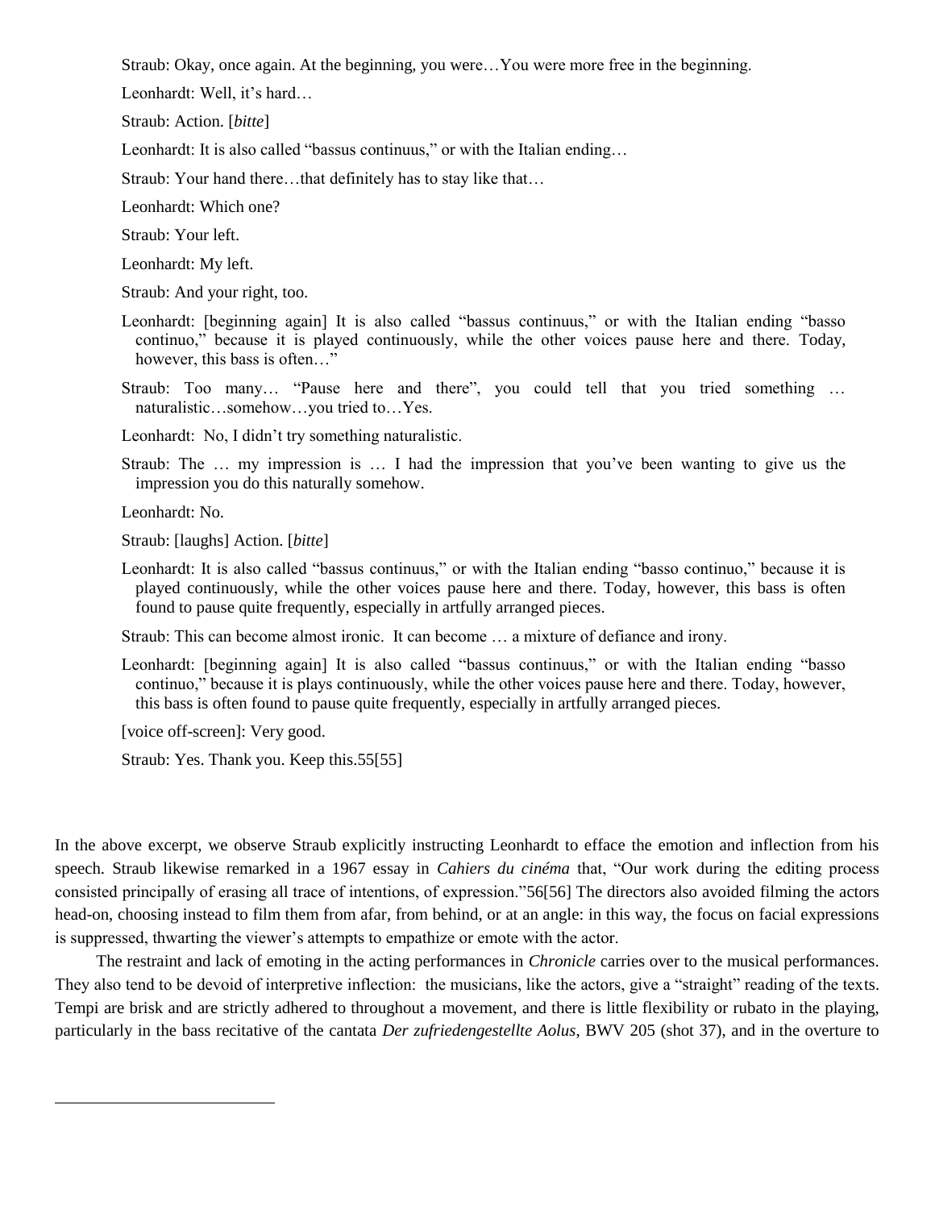Straub: Okay, once again. At the beginning, you were…You were more free in the beginning.

Leonhardt: Well, it's hard…

Straub: Action. [*bitte*]

Leonhardt: It is also called "bassus continuus," or with the Italian ending…

Straub: Your hand there…that definitely has to stay like that…

Leonhardt: Which one?

Straub: Your left.

Leonhardt: My left.

Straub: And your right, too.

Leonhardt: [beginning again] It is also called "bassus continuus," or with the Italian ending "basso continuo," because it is played continuously, while the other voices pause here and there. Today, however, this bass is often…"

Straub: Too many… "Pause here and there", you could tell that you tried something … naturalistic…somehow…you tried to…Yes.

Leonhardt: No, I didn't try something naturalistic.

Straub: The … my impression is … I had the impression that you've been wanting to give us the impression you do this naturally somehow.

Leonhardt: No.

Straub: [laughs] Action. [*bitte*]

Leonhardt: It is also called "bassus continuus," or with the Italian ending "basso continuo," because it is played continuously, while the other voices pause here and there. Today, however, this bass is often found to pause quite frequently, especially in artfully arranged pieces.

Straub: This can become almost ironic. It can become … a mixture of defiance and irony.

Leonhardt: [beginning again] It is also called "bassus continuus," or with the Italian ending "basso continuo," because it is plays continuously, while the other voices pause here and there. Today, however, this bass is often found to pause quite frequently, especially in artfully arranged pieces.

[voice off-screen]: Very good.

Straub: Yes. Thank you. Keep this.55[55]

In the above excerpt, we observe Straub explicitly instructing Leonhardt to efface the emotion and inflection from his speech. Straub likewise remarked in a 1967 essay in *Cahiers du cinéma* that, "Our work during the editing process consisted principally of erasing all trace of intentions, of expression."56[56] The directors also avoided filming the actors head-on, choosing instead to film them from afar, from behind, or at an angle: in this way, the focus on facial expressions is suppressed, thwarting the viewer's attempts to empathize or emote with the actor.

The restraint and lack of emoting in the acting performances in *Chronicle* carries over to the musical performances. They also tend to be devoid of interpretive inflection: the musicians, like the actors, give a "straight" reading of the texts. Tempi are brisk and are strictly adhered to throughout a movement, and there is little flexibility or rubato in the playing, particularly in the bass recitative of the cantata *Der zufriedengestellte Aolus*, BWV 205 (shot 37), and in the overture to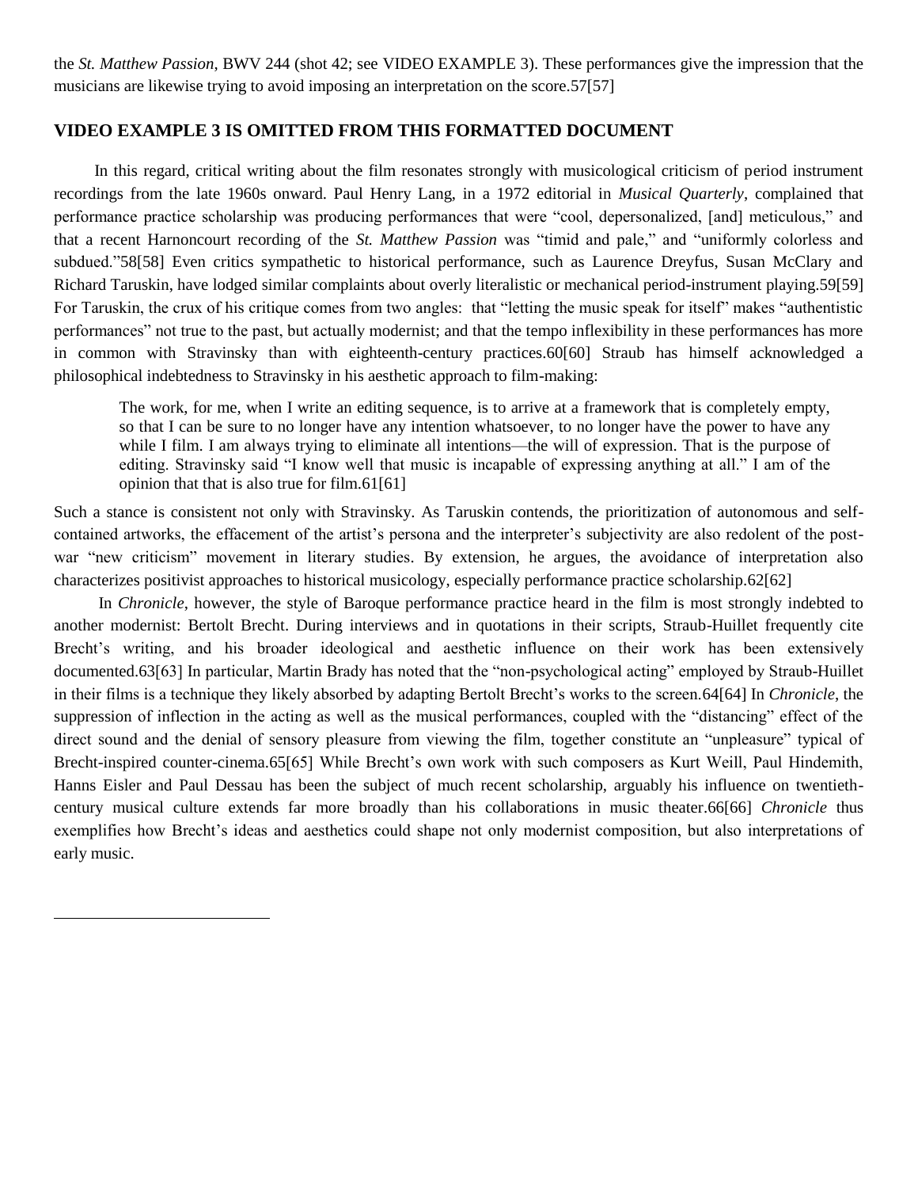the *St. Matthew Passion*, BWV 244 (shot 42; see VIDEO EXAMPLE 3). These performances give the impression that the musicians are likewise trying to avoid imposing an interpretation on the score.57[57]

### VIDEO EXAMPLE 3 IS OMITTED FROM THIS FORMATTED DOCUMENT

In this regard, critical writing about the film resonates strongly with musicological criticism of period instrument recordings from the late 1960s onward. Paul Henry Lang, in a 1972 editorial in *Musical Quarterly*, complained that performance practice scholarship was producing performances that were "cool, depersonalized, [and] meticulous," and that a recent Harnoncourt recording of the *St. Matthew Passion* was "timid and pale," and "uniformly colorless and subdued."58[58] Even critics sympathetic to historical performance, such as Laurence Dreyfus, Susan McClary and Richard Taruskin, have lodged similar complaints about overly literalistic or mechanical period-instrument playing.59[59] For Taruskin, the crux of his critique comes from two angles: that "letting the music speak for itself" makes "authentistic performances" not true to the past, but actually modernist; and that the tempo inflexibility in these performances has more in common with Stravinsky than with eighteenth-century practices.60[60] Straub has himself acknowledged a philosophical indebtedness to Stravinsky in his aesthetic approach to film-making:

> The work, for me, when I write an editing sequence, is to arrive at a framework that is completely empty, so that I can be sure to no longer have any intention whatsoever, to no longer have the power to have any while I film. I am always trying to eliminate all intentions—the will of expression. That is the purpose of editing. Stravinsky said "I know well that music is incapable of expressing anything at all." I am of the opinion that that is also true for film.61[61]

Such a stance is consistent not only with Stravinsky. As Taruskin contends, the prioritization of autonomous and self-contained artworks, the effacement of the artist's persona and the interpreter's subjectivity are also redolent of the post-war "new criticism" movement in literary studies. By extension, he argues, the avoidance of interpretation also characterizes positivist approaches to historical musicology, especially performance practice scholarship.62[62]

In *Chronicle*, however, the style of Baroque performance practice heard in the film is most strongly indebted to another modernist: Bertolt Brecht. During interviews and in quotations in their scripts, Straub-Huillet frequently cite Brecht's writing, and his broader ideological and aesthetic influence on their work has been extensively documented.63[63] In particular, Martin Brady has noted that the "non-psychological acting" employed by Straub-Huillet in their films is a technique they likely absorbed by adapting Bertolt Brecht's works to the screen.64[64] In *Chronicle*, the suppression of inflection in the acting as well as the musical performances, coupled with the "distancing" effect of the direct sound and the denial of sensory pleasure from viewing the film, together constitute an "unpleasure" typical of Brecht-inspired counter-cinema.65[65] While Brecht's own work with such composers as Kurt Weill, Paul Hindemith, Hanns Eisler and Paul Dessau has been the subject of much recent scholarship, arguably his influence on twentieth-century musical culture extends far more broadly than his collaborations in music theater.66[66] *Chronicle* thus exemplifies how Brecht's ideas and aesthetics could shape not only modernist composition, but also interpretations of early music.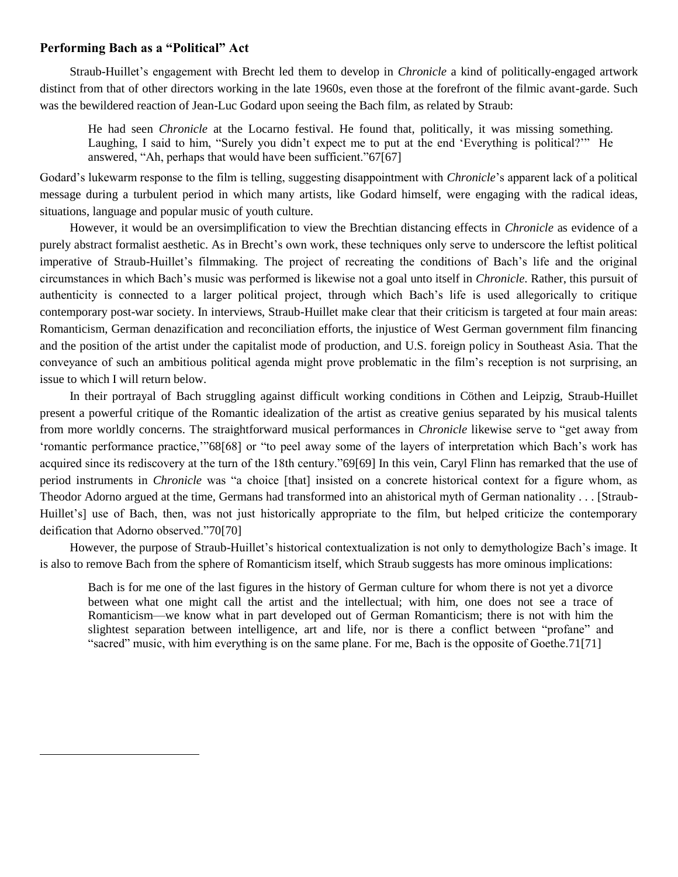### Performing Bach as a "Political" Act

Straub-Huillet's engagement with Brecht led them to develop in *Chronicle* a kind of politically-engaged artwork distinct from that of other directors working in the late 1960s, even those at the forefront of the filmic avant-garde. Such was the bewildered reaction of Jean-Luc Godard upon seeing the Bach film, as related by Straub:

> He had seen *Chronicle* at the Locarno festival. He found that, politically, it was missing something. Laughing, I said to him, "Surely you didn't expect me to put at the end 'Everything is political?'" He answered, "Ah, perhaps that would have been sufficient."67[67]

Godard's lukewarm response to the film is telling, suggesting disappointment with *Chronicle*'s apparent lack of a political message during a turbulent period in which many artists, like Godard himself, were engaging with the radical ideas, situations, language and popular music of youth culture.

However, it would be an oversimplification to view the Brechtian distancing effects in *Chronicle* as evidence of a purely abstract formalist aesthetic. As in Brecht's own work, these techniques only serve to underscore the leftist political imperative of Straub-Huillet's filmmaking. The project of recreating the conditions of Bach's life and the original circumstances in which Bach's music was performed is likewise not a goal unto itself in *Chronicle*. Rather, this pursuit of authenticity is connected to a larger political project, through which Bach's life is used allegorically to critique contemporary post-war society. In interviews, Straub-Huillet make clear that their criticism is targeted at four main areas: Romanticism, German denazification and reconciliation efforts, the injustice of West German government film financing and the position of the artist under the capitalist mode of production, and U.S. foreign policy in Southeast Asia. That the conveyance of such an ambitious political agenda might prove problematic in the film's reception is not surprising, an issue to which I will return below.

In their portrayal of Bach struggling against difficult working conditions in Cöthen and Leipzig, Straub-Huillet present a powerful critique of the Romantic idealization of the artist as creative genius separated by his musical talents from more worldly concerns. The straightforward musical performances in *Chronicle* likewise serve to "get away from 'romantic performance practice,'"68[68] or "to peel away some of the layers of interpretation which Bach's work has acquired since its rediscovery at the turn of the 18th century."69[69] In this vein, Caryl Flinn has remarked that the use of period instruments in *Chronicle* was "a choice [that] insisted on a concrete historical context for a figure whom, as Theodor Adorno argued at the time, Germans had transformed into an ahistorical myth of German nationality . . . [Straub-Huillet's] use of Bach, then, was not just historically appropriate to the film, but helped criticize the contemporary deification that Adorno observed."70[70]

However, the purpose of Straub-Huillet's historical contextualization is not only to demythologize Bach's image. It is also to remove Bach from the sphere of Romanticism itself, which Straub suggests has more ominous implications:

> Bach is for me one of the last figures in the history of German culture for whom there is not yet a divorce between what one might call the artist and the intellectual; with him, one does not see a trace of Romanticism—we know what in part developed out of German Romanticism; there is not with him the slightest separation between intelligence, art and life, nor is there a conflict between "profane" and "sacred" music, with him everything is on the same plane. For me, Bach is the opposite of Goethe.71[71]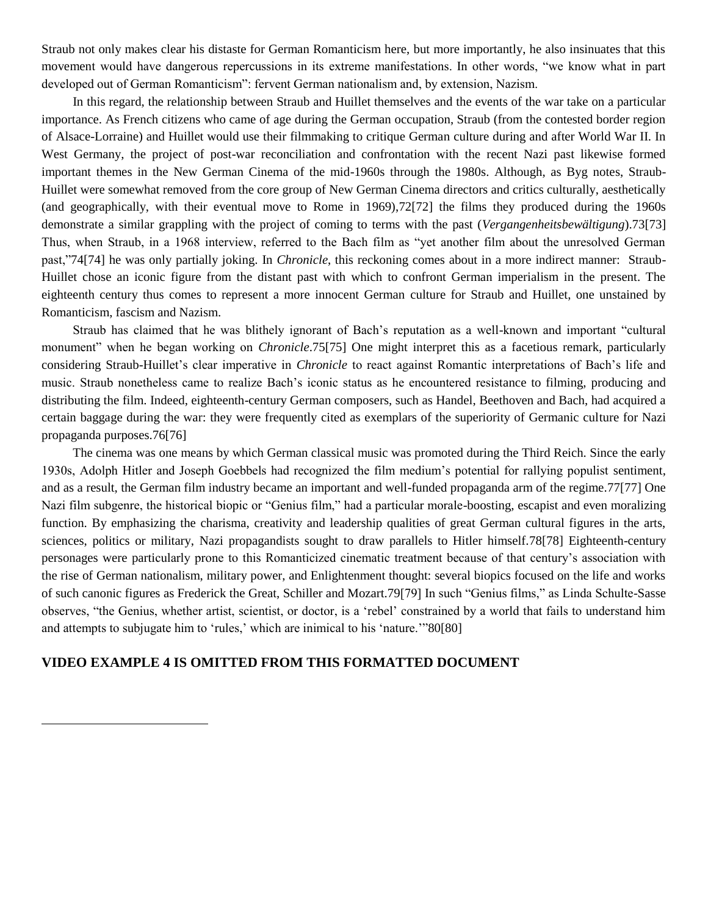Straub not only makes clear his distaste for German Romanticism here, but more importantly, he also insinuates that this movement would have dangerous repercussions in its extreme manifestations. In other words, "we know what in part developed out of German Romanticism": fervent German nationalism and, by extension, Nazism.

In this regard, the relationship between Straub and Huillet themselves and the events of the war take on a particular importance. As French citizens who came of age during the German occupation, Straub (from the contested border region of Alsace-Lorraine) and Huillet would use their filmmaking to critique German culture during and after World War II. In West Germany, the project of post-war reconciliation and confrontation with the recent Nazi past likewise formed important themes in the New German Cinema of the mid-1960s through the 1980s. Although, as Byg notes, Straub-Huillet were somewhat removed from the core group of New German Cinema directors and critics culturally, aesthetically (and geographically, with their eventual move to Rome in 1969),72[72] the films they produced during the 1960s demonstrate a similar grappling with the project of coming to terms with the past (*Vergangenheitsbewältigung*).73[73] Thus, when Straub, in a 1968 interview, referred to the Bach film as "yet another film about the unresolved German past,"74[74] he was only partially joking. In *Chronicle*, this reckoning comes about in a more indirect manner: Straub-Huillet chose an iconic figure from the distant past with which to confront German imperialism in the present. The eighteenth century thus comes to represent a more innocent German culture for Straub and Huillet, one unstained by Romanticism, fascism and Nazism.

Straub has claimed that he was blithely ignorant of Bach's reputation as a well-known and important "cultural monument" when he began working on *Chronicle*.75[75] One might interpret this as a facetious remark, particularly considering Straub-Huillet's clear imperative in *Chronicle* to react against Romantic interpretations of Bach's life and music. Straub nonetheless came to realize Bach's iconic status as he encountered resistance to filming, producing and distributing the film. Indeed, eighteenth-century German composers, such as Handel, Beethoven and Bach, had acquired a certain baggage during the war: they were frequently cited as exemplars of the superiority of Germanic culture for Nazi propaganda purposes.76[76]

The cinema was one means by which German classical music was promoted during the Third Reich. Since the early 1930s, Adolph Hitler and Joseph Goebbels had recognized the film medium's potential for rallying populist sentiment, and as a result, the German film industry became an important and well-funded propaganda arm of the regime.77[77] One Nazi film subgenre, the historical biopic or "Genius film," had a particular morale-boosting, escapist and even moralizing function. By emphasizing the charisma, creativity and leadership qualities of great German cultural figures in the arts, sciences, politics or military, Nazi propagandists sought to draw parallels to Hitler himself.78[78] Eighteenth-century personages were particularly prone to this Romanticized cinematic treatment because of that century's association with the rise of German nationalism, military power, and Enlightenment thought: several biopics focused on the life and works of such canonic figures as Frederick the Great, Schiller and Mozart.79[79] In such "Genius films," as Linda Schulte-Sasse observes, "the Genius, whether artist, scientist, or doctor, is a 'rebel' constrained by a world that fails to understand him and attempts to subjugate him to 'rules,' which are inimical to his 'nature.'"80[80]

**VIDEO EXAMPLE 4 IS OMITTED FROM THIS FORMATTED DOCUMENT**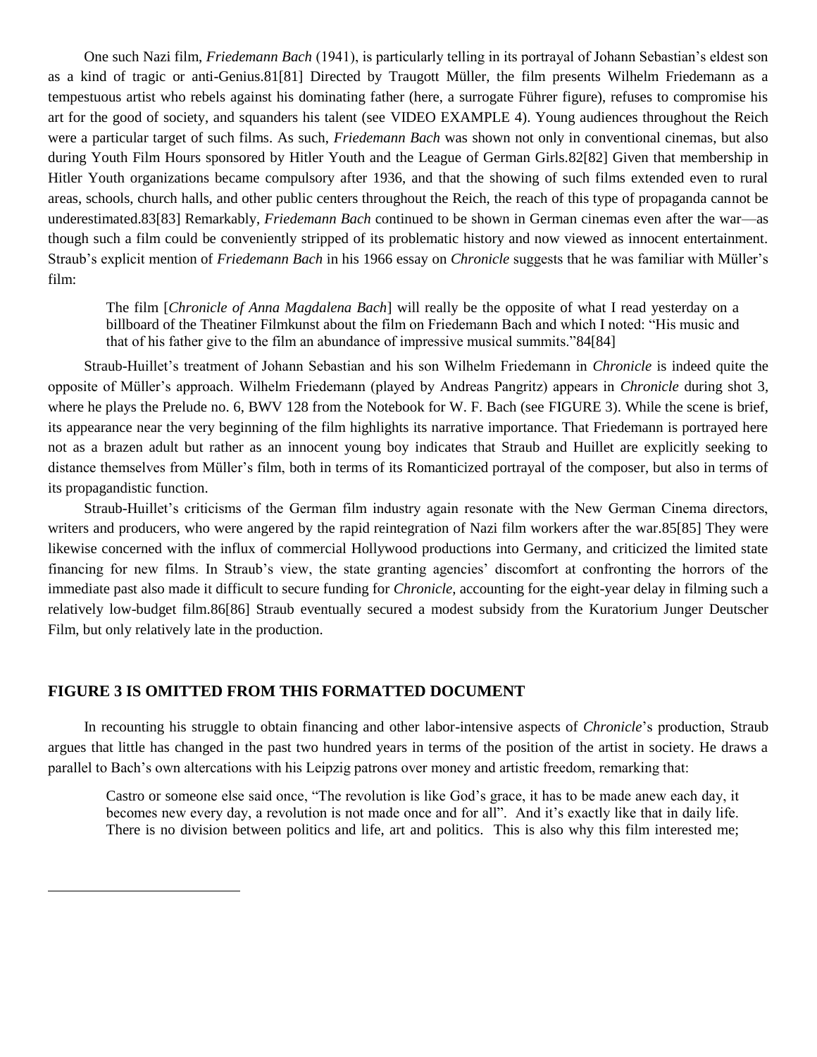One such Nazi film, *Friedemann Bach* (1941), is particularly telling in its portrayal of Johann Sebastian's eldest son as a kind of tragic or anti-Genius.81[81] Directed by Traugott Müller, the film presents Wilhelm Friedemann as a tempestuous artist who rebels against his dominating father (here, a surrogate Führer figure), refuses to compromise his art for the good of society, and squanders his talent (see VIDEO EXAMPLE 4). Young audiences throughout the Reich were a particular target of such films. As such, *Friedemann Bach* was shown not only in conventional cinemas, but also during Youth Film Hours sponsored by Hitler Youth and the League of German Girls.82[82] Given that membership in Hitler Youth organizations became compulsory after 1936, and that the showing of such films extended even to rural areas, schools, church halls, and other public centers throughout the Reich, the reach of this type of propaganda cannot be underestimated.83[83] Remarkably, *Friedemann Bach* continued to be shown in German cinemas even after the war—as though such a film could be conveniently stripped of its problematic history and now viewed as innocent entertainment. Straub's explicit mention of *Friedemann Bach* in his 1966 essay on *Chronicle* suggests that he was familiar with Müller's film:

> The film [*Chronicle of Anna Magdalena Bach*] will really be the opposite of what I read yesterday on a billboard of the Theatiner Filmkunst about the film on Friedemann Bach and which I noted: "His music and that of his father give to the film an abundance of impressive musical summits."84[84]

Straub-Huillet's treatment of Johann Sebastian and his son Wilhelm Friedemann in *Chronicle* is indeed quite the opposite of Müller's approach. Wilhelm Friedemann (played by Andreas Pangritz) appears in *Chronicle* during shot 3, where he plays the Prelude no. 6, BWV 128 from the Notebook for W. F. Bach (see FIGURE 3). While the scene is brief, its appearance near the very beginning of the film highlights its narrative importance. That Friedemann is portrayed here not as a brazen adult but rather as an innocent young boy indicates that Straub and Huillet are explicitly seeking to distance themselves from Müller's film, both in terms of its Romanticized portrayal of the composer, but also in terms of its propagandistic function.

Straub-Huillet's criticisms of the German film industry again resonate with the New German Cinema directors, writers and producers, who were angered by the rapid reintegration of Nazi film workers after the war.85[85] They were likewise concerned with the influx of commercial Hollywood productions into Germany, and criticized the limited state financing for new films. In Straub's view, the state granting agencies' discomfort at confronting the horrors of the immediate past also made it difficult to secure funding for *Chronicle*, accounting for the eight-year delay in filming such a relatively low-budget film.86[86] Straub eventually secured a modest subsidy from the Kuratorium Junger Deutscher Film, but only relatively late in the production.

**FIGURE 3 IS OMITTED FROM THIS FORMATTED DOCUMENT**

In recounting his struggle to obtain financing and other labor-intensive aspects of *Chronicle*'s production, Straub argues that little has changed in the past two hundred years in terms of the position of the artist in society. He draws a parallel to Bach's own altercations with his Leipzig patrons over money and artistic freedom, remarking that:

> Castro or someone else said once, "The revolution is like God's grace, it has to be made anew each day, it becomes new every day, a revolution is not made once and for all". And it's exactly like that in daily life. There is no division between politics and life, art and politics. This is also why this film interested me;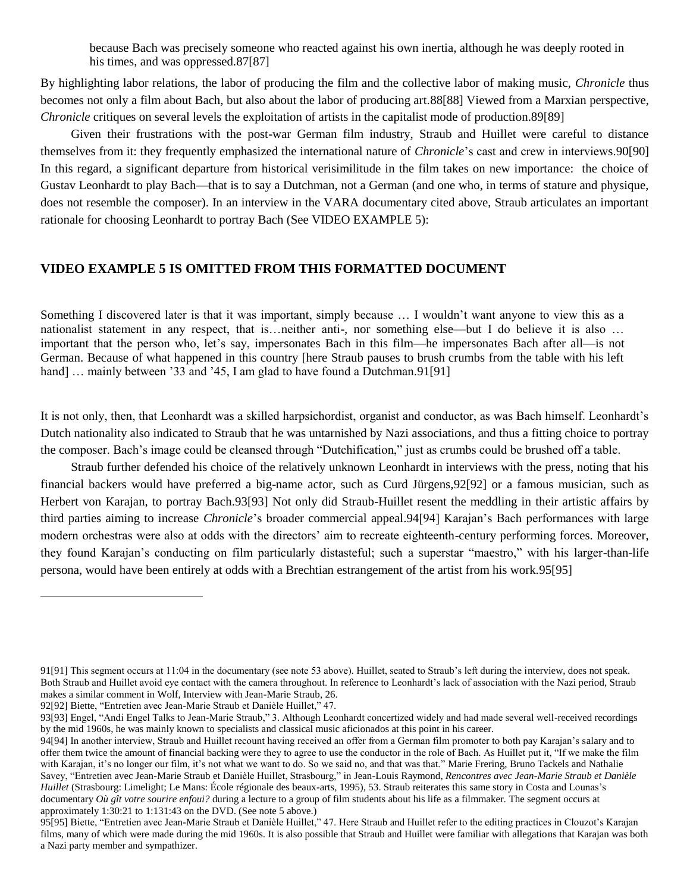because Bach was precisely someone who reacted against his own inertia, although he was deeply rooted in his times, and was oppressed.87[87]

By highlighting labor relations, the labor of producing the film and the collective labor of making music, *Chronicle* thus becomes not only a film about Bach, but also about the labor of producing art.88[88] Viewed from a Marxian perspective, *Chronicle* critiques on several levels the exploitation of artists in the capitalist mode of production.89[89]

Given their frustrations with the post-war German film industry, Straub and Huillet were careful to distance themselves from it: they frequently emphasized the international nature of *Chronicle*'s cast and crew in interviews.90[90] In this regard, a significant departure from historical verisimilitude in the film takes on new importance: the choice of Gustav Leonhardt to play Bach—that is to say a Dutchman, not a German (and one who, in terms of stature and physique, does not resemble the composer). In an interview in the VARA documentary cited above, Straub articulates an important rationale for choosing Leonhardt to portray Bach (See VIDEO EXAMPLE 5):

**VIDEO EXAMPLE 5 IS OMITTED FROM THIS FORMATTED DOCUMENT**

Something I discovered later is that it was important, simply because … I wouldn't want anyone to view this as a nationalist statement in any respect, that is…neither anti-, nor something else—but I do believe it is also … important that the person who, let's say, impersonates Bach in this film—he impersonates Bach after all—is not German. Because of what happened in this country [here Straub pauses to brush crumbs from the table with his left hand] … mainly between '33 and '45, I am glad to have found a Dutchman.91[91]

It is not only, then, that Leonhardt was a skilled harpsichordist, organist and conductor, as was Bach himself. Leonhardt's Dutch nationality also indicated to Straub that he was untarnished by Nazi associations, and thus a fitting choice to portray the composer. Bach's image could be cleansed through "Dutchification," just as crumbs could be brushed off a table.

Straub further defended his choice of the relatively unknown Leonhardt in interviews with the press, noting that his financial backers would have preferred a big-name actor, such as Curd Jürgens,92[92] or a famous musician, such as Herbert von Karajan, to portray Bach.93[93] Not only did Straub-Huillet resent the meddling in their artistic affairs by third parties aiming to increase *Chronicle*'s broader commercial appeal.94[94] Karajan's Bach performances with large modern orchestras were also at odds with the directors' aim to recreate eighteenth-century performing forces. Moreover, they found Karajan's conducting on film particularly distasteful; such a superstar "maestro," with his larger-than-life persona, would have been entirely at odds with a Brechtian estrangement of the artist from his work.95[95]

---

91[91] This segment occurs at 11:04 in the documentary (see note 53 above). Huillet, seated to Straub's left during the interview, does not speak. Both Straub and Huillet avoid eye contact with the camera throughout. In reference to Leonhardt's lack of association with the Nazi period, Straub makes a similar comment in Wolf, Interview with Jean-Marie Straub, 26.

92[92] Biette, "Entretien avec Jean-Marie Straub et Danièle Huillet," 47.

93[93] Engel, "Andi Engel Talks to Jean-Marie Straub," 3. Although Leonhardt concertized widely and had made several well-received recordings by the mid 1960s, he was mainly known to specialists and classical music aficionados at this point in his career.

94[94] In another interview, Straub and Huillet recount having received an offer from a German film promoter to both pay Karajan's salary and to offer them twice the amount of financial backing were they to agree to use the conductor in the role of Bach. As Huillet put it, "If we make the film with Karajan, it's no longer our film, it's not what we want to do. So we said no, and that was that." Marie Frering, Bruno Tackels and Nathalie Savey, "Entretien avec Jean-Marie Straub et Danièle Huillet, Strasbourg," in Jean-Louis Raymond, *Rencontres avec Jean-Marie Straub et Danièle Huillet* (Strasbourg: Limelight; Le Mans: École régionale des beaux-arts, 1995), 53. Straub reiterates this same story in Costa and Lounas's documentary *Où gît votre sourire enfoui?* during a lecture to a group of film students about his life as a filmmaker. The segment occurs at approximately 1:30:21 to 1:131:43 on the DVD. (See note 5 above.)

95[95] Biette, "Entretien avec Jean-Marie Straub et Danièle Huillet," 47. Here Straub and Huillet refer to the editing practices in Clouzot's Karajan films, many of which were made during the mid 1960s. It is also possible that Straub and Huillet were familiar with allegations that Karajan was both a Nazi party member and sympathizer.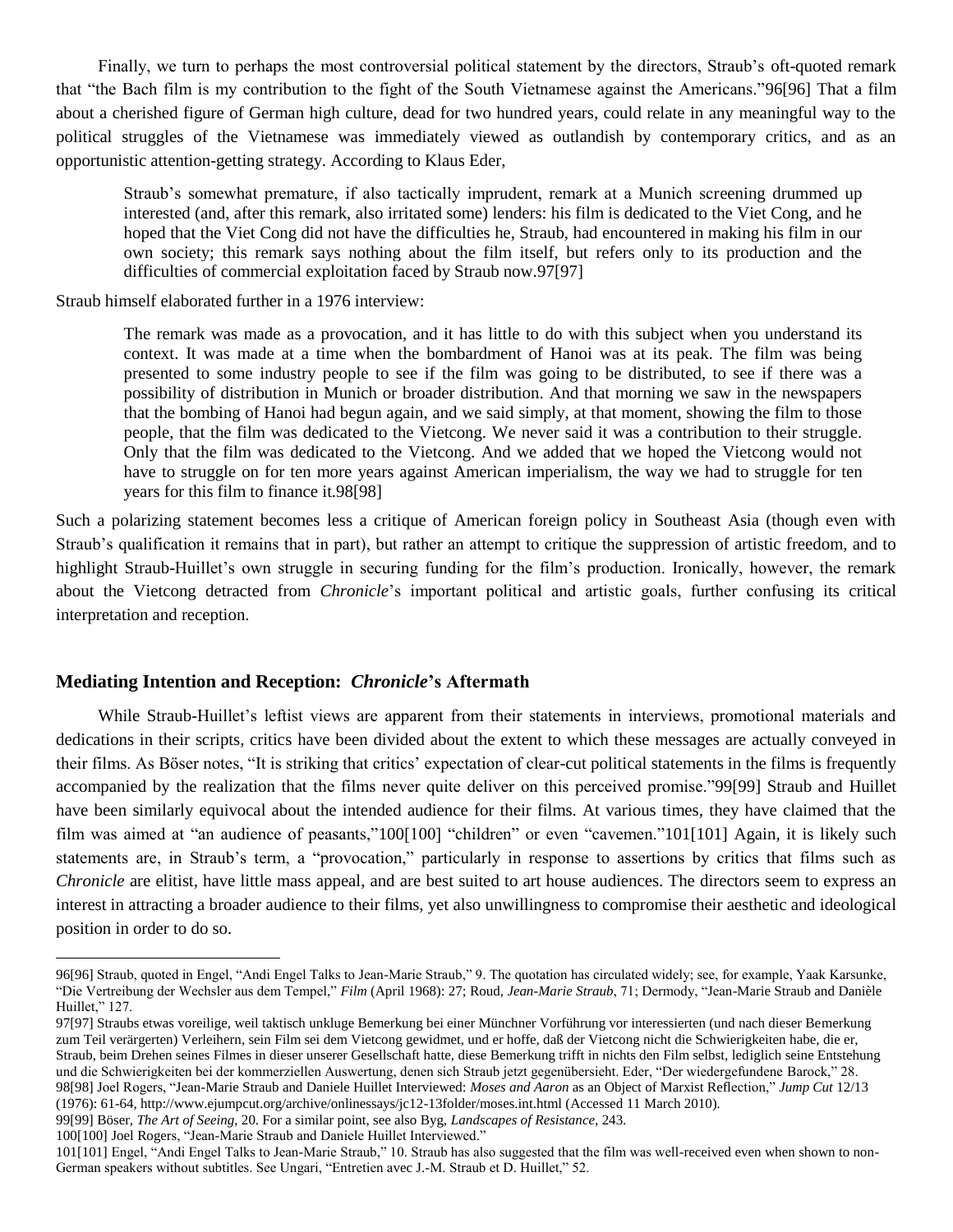Finally, we turn to perhaps the most controversial political statement by the directors, Straub's oft-quoted remark that "the Bach film is my contribution to the fight of the South Vietnamese against the Americans."96[96] That a film about a cherished figure of German high culture, dead for two hundred years, could relate in any meaningful way to the political struggles of the Vietnamese was immediately viewed as outlandish by contemporary critics, and as an opportunistic attention-getting strategy. According to Klaus Eder,

> Straub's somewhat premature, if also tactically imprudent, remark at a Munich screening drummed up interested (and, after this remark, also irritated some) lenders: his film is dedicated to the Viet Cong, and he hoped that the Viet Cong did not have the difficulties he, Straub, had encountered in making his film in our own society; this remark says nothing about the film itself, but refers only to its production and the difficulties of commercial exploitation faced by Straub now.97[97]

Straub himself elaborated further in a 1976 interview:

> The remark was made as a provocation, and it has little to do with this subject when you understand its context. It was made at a time when the bombardment of Hanoi was at its peak. The film was being presented to some industry people to see if the film was going to be distributed, to see if there was a possibility of distribution in Munich or broader distribution. And that morning we saw in the newspapers that the bombing of Hanoi had begun again, and we said simply, at that moment, showing the film to those people, that the film was dedicated to the Vietcong. We never said it was a contribution to their struggle. Only that the film was dedicated to the Vietcong. And we added that we hoped the Vietcong would not have to struggle on for ten more years against American imperialism, the way we had to struggle for ten years for this film to finance it.98[98]

Such a polarizing statement becomes less a critique of American foreign policy in Southeast Asia (though even with Straub's qualification it remains that in part), but rather an attempt to critique the suppression of artistic freedom, and to highlight Straub-Huillet's own struggle in securing funding for the film's production. Ironically, however, the remark about the Vietcong detracted from *Chronicle*'s important political and artistic goals, further confusing its critical interpretation and reception.

## Mediating Intention and Reception: *Chronicle*'s Aftermath

While Straub-Huillet's leftist views are apparent from their statements in interviews, promotional materials and dedications in their scripts, critics have been divided about the extent to which these messages are actually conveyed in their films. As Böser notes, "It is striking that critics' expectation of clear-cut political statements in the films is frequently accompanied by the realization that the films never quite deliver on this perceived promise."99[99] Straub and Huillet have been similarly equivocal about the intended audience for their films. At various times, they have claimed that the film was aimed at "an audience of peasants,"100[100] "children" or even "cavemen."101[101] Again, it is likely such statements are, in Straub's term, a "provocation," particularly in response to assertions by critics that films such as *Chronicle* are elitist, have little mass appeal, and are best suited to art house audiences. The directors seem to express an interest in attracting a broader audience to their films, yet also unwillingness to compromise their aesthetic and ideological position in order to do so.

---

96[96] Straub, quoted in Engel, "Andi Engel Talks to Jean-Marie Straub," 9. The quotation has circulated widely; see, for example, Yaak Karsunke, "Die Vertreibung der Wechsler aus dem Tempel," *Film* (April 1968): 27; Roud, *Jean-Marie Straub*, 71; Dermody, "Jean-Marie Straub and Danièle Huillet," 127.

97[97] Straubs etwas voreilige, weil taktisch unkluge Bemerkung bei einer Münchner Vorführung vor interessierten (und nach dieser Bemerkung zum Teil verärgerten) Verleihern, sein Film sei dem Vietcong gewidmet, und er hoffe, daß der Vietcong nicht die Schwierigkeiten habe, die er, Straub, beim Drehen seines Filmes in dieser unserer Gesellschaft hatte, diese Bemerkung trifft in nichts den Film selbst, lediglich seine Entstehung und die Schwierigkeiten bei der kommerziellen Auswertung, denen sich Straub jetzt gegenübersieht. Eder, "Der wiedergefundene Barock," 28.

98[98] Joel Rogers, "Jean-Marie Straub and Daniele Huillet Interviewed: *Moses and Aaron* as an Object of Marxist Reflection," *Jump Cut* 12/13 (1976): 61-64, http://www.ejumpcut.org/archive/onlinessays/jc12-13folder/moses.int.html (Accessed 11 March 2010).

99[99] Böser, *The Art of Seeing*, 20. For a similar point, see also Byg, *Landscapes of Resistance*, 243.

100[100] Joel Rogers, "Jean-Marie Straub and Daniele Huillet Interviewed."

101[101] Engel, "Andi Engel Talks to Jean-Marie Straub," 10. Straub has also suggested that the film was well-received even when shown to non-German speakers without subtitles. See Ungari, "Entretien avec J.-M. Straub et D. Huillet," 52.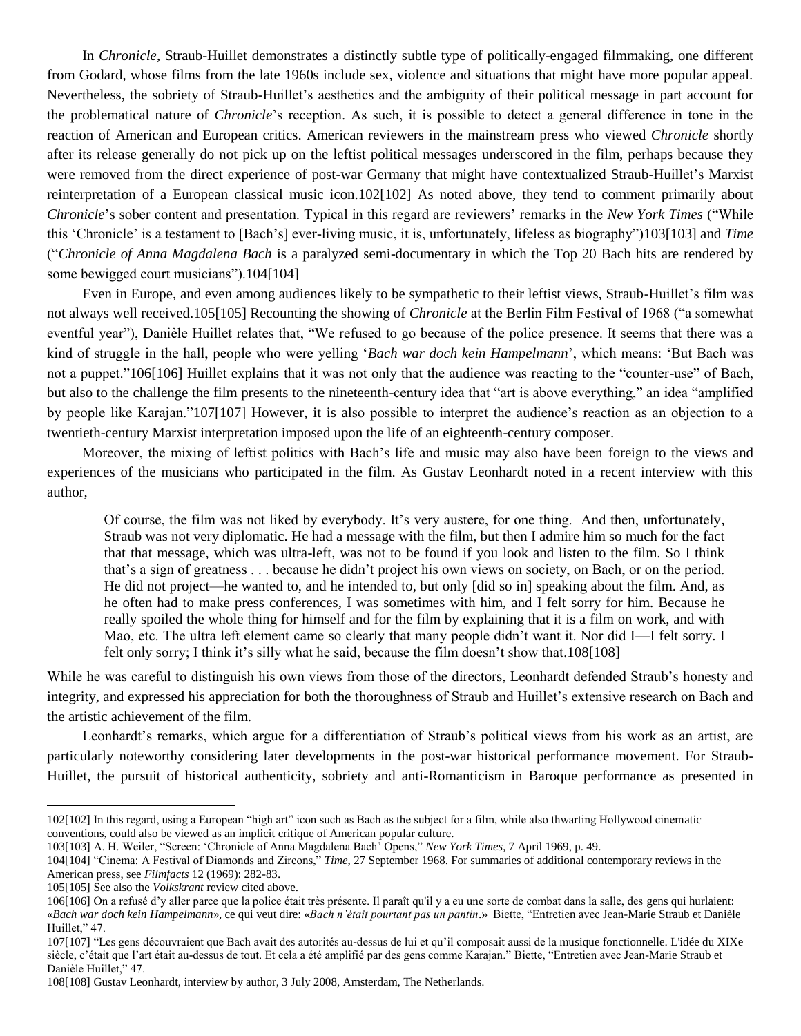In *Chronicle*, Straub-Huillet demonstrates a distinctly subtle type of politically-engaged filmmaking, one different from Godard, whose films from the late 1960s include sex, violence and situations that might have more popular appeal. Nevertheless, the sobriety of Straub-Huillet's aesthetics and the ambiguity of their political message in part account for the problematical nature of *Chronicle*'s reception. As such, it is possible to detect a general difference in tone in the reaction of American and European critics. American reviewers in the mainstream press who viewed *Chronicle* shortly after its release generally do not pick up on the leftist political messages underscored in the film, perhaps because they were removed from the direct experience of post-war Germany that might have contextualized Straub-Huillet's Marxist reinterpretation of a European classical music icon.102[102] As noted above, they tend to comment primarily about *Chronicle*'s sober content and presentation. Typical in this regard are reviewers' remarks in the *New York Times* ("While this 'Chronicle' is a testament to [Bach's] ever-living music, it is, unfortunately, lifeless as biography")103[103] and *Time* ("*Chronicle of Anna Magdalena Bach* is a paralyzed semi-documentary in which the Top 20 Bach hits are rendered by some bewigged court musicians").104[104]

Even in Europe, and even among audiences likely to be sympathetic to their leftist views, Straub-Huillet's film was not always well received.105[105] Recounting the showing of *Chronicle* at the Berlin Film Festival of 1968 ("a somewhat eventful year"), Danièle Huillet relates that, "We refused to go because of the police presence. It seems that there was a kind of struggle in the hall, people who were yelling '*Bach war doch kein Hampelmann*', which means: 'But Bach was not a puppet."106[106] Huillet explains that it was not only that the audience was reacting to the "counter-use" of Bach, but also to the challenge the film presents to the nineteenth-century idea that "art is above everything," an idea "amplified by people like Karajan."107[107] However, it is also possible to interpret the audience's reaction as an objection to a twentieth-century Marxist interpretation imposed upon the life of an eighteenth-century composer.

Moreover, the mixing of leftist politics with Bach's life and music may also have been foreign to the views and experiences of the musicians who participated in the film. As Gustav Leonhardt noted in a recent interview with this author,

> Of course, the film was not liked by everybody. It's very austere, for one thing. And then, unfortunately, Straub was not very diplomatic. He had a message with the film, but then I admire him so much for the fact that that message, which was ultra-left, was not to be found if you look and listen to the film. So I think that's a sign of greatness . . . because he didn't project his own views on society, on Bach, or on the period. He did not project—he wanted to, and he intended to, but only [did so in] speaking about the film. And, as he often had to make press conferences, I was sometimes with him, and I felt sorry for him. Because he really spoiled the whole thing for himself and for the film by explaining that it is a film on work, and with Mao, etc. The ultra left element came so clearly that many people didn't want it. Nor did I—I felt sorry. I felt only sorry; I think it's silly what he said, because the film doesn't show that.108[108]

While he was careful to distinguish his own views from those of the directors, Leonhardt defended Straub's honesty and integrity, and expressed his appreciation for both the thoroughness of Straub and Huillet's extensive research on Bach and the artistic achievement of the film.

Leonhardt's remarks, which argue for a differentiation of Straub's political views from his work as an artist, are particularly noteworthy considering later developments in the post-war historical performance movement. For Straub-Huillet, the pursuit of historical authenticity, sobriety and anti-Romanticism in Baroque performance as presented in

---

102[102] In this regard, using a European "high art" icon such as Bach as the subject for a film, while also thwarting Hollywood cinematic conventions, could also be viewed as an implicit critique of American popular culture.

103[103] A. H. Weiler, "Screen: 'Chronicle of Anna Magdalena Bach' Opens," *New York Times*, 7 April 1969, p. 49.

104[104] "Cinema: A Festival of Diamonds and Zircons," *Time*, 27 September 1968. For summaries of additional contemporary reviews in the American press, see *Filmfacts* 12 (1969): 282-83.

105[105] See also the *Volkskrant* review cited above.

106[106] On a refusé d'y aller parce que la police était très présente. Il paraît qu'il y a eu une sorte de combat dans la salle, des gens qui hurlaient: «*Bach war doch kein Hampelmann*», ce qui veut dire: «*Bach n'était pourtant pas un pantin*.» Biette, "Entretien avec Jean-Marie Straub et Danièle Huillet," 47.

107[107] "Les gens découvraient que Bach avait des autorités au-dessus de lui et qu'il composait aussi de la musique fonctionnelle. L'idée du XIXe siècle, c'était que l'art était au-dessus de tout. Et cela a été amplifié par des gens comme Karajan." Biette, "Entretien avec Jean-Marie Straub et Danièle Huillet," 47.

108[108] Gustav Leonhardt, interview by author, 3 July 2008, Amsterdam, The Netherlands.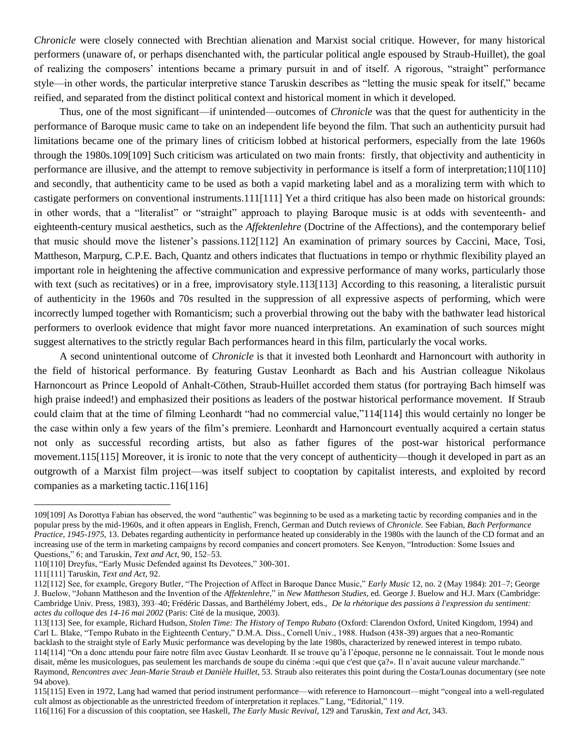*Chronicle* were closely connected with Brechtian alienation and Marxist social critique. However, for many historical performers (unaware of, or perhaps disenchanted with, the particular political angle espoused by Straub-Huillet), the goal of realizing the composers' intentions became a primary pursuit in and of itself. A rigorous, "straight" performance style—in other words, the particular interpretive stance Taruskin describes as "letting the music speak for itself," became reified, and separated from the distinct political context and historical moment in which it developed.

Thus, one of the most significant—if unintended—outcomes of *Chronicle* was that the quest for authenticity in the performance of Baroque music came to take on an independent life beyond the film. That such an authenticity pursuit had limitations became one of the primary lines of criticism lobbed at historical performers, especially from the late 1960s through the 1980s.109[109] Such criticism was articulated on two main fronts: firstly, that objectivity and authenticity in performance are illusive, and the attempt to remove subjectivity in performance is itself a form of interpretation;110[110] and secondly, that authenticity came to be used as both a vapid marketing label and as a moralizing term with which to castigate performers on conventional instruments.111[111] Yet a third critique has also been made on historical grounds: in other words, that a "literalist" or "straight" approach to playing Baroque music is at odds with seventeenth- and eighteenth-century musical aesthetics, such as the *Affektenlehre* (Doctrine of the Affections), and the contemporary belief that music should move the listener's passions.112[112] An examination of primary sources by Caccini, Mace, Tosi, Mattheson, Marpurg, C.P.E. Bach, Quantz and others indicates that fluctuations in tempo or rhythmic flexibility played an important role in heightening the affective communication and expressive performance of many works, particularly those with text (such as recitatives) or in a free, improvisatory style.113[113] According to this reasoning, a literalistic pursuit of authenticity in the 1960s and 70s resulted in the suppression of all expressive aspects of performing, which were incorrectly lumped together with Romanticism; such a proverbial throwing out the baby with the bathwater lead historical performers to overlook evidence that might favor more nuanced interpretations. An examination of such sources might suggest alternatives to the strictly regular Bach performances heard in this film, particularly the vocal works.

A second unintentional outcome of *Chronicle* is that it invested both Leonhardt and Harnoncourt with authority in the field of historical performance. By featuring Gustav Leonhardt as Bach and his Austrian colleague Nikolaus Harnoncourt as Prince Leopold of Anhalt-Cöthen, Straub-Huillet accorded them status (for portraying Bach himself was high praise indeed!) and emphasized their positions as leaders of the postwar historical performance movement. If Straub could claim that at the time of filming Leonhardt "had no commercial value,"114[114] this would certainly no longer be the case within only a few years of the film's premiere. Leonhardt and Harnoncourt eventually acquired a certain status not only as successful recording artists, but also as father figures of the post-war historical performance movement.115[115] Moreover, it is ironic to note that the very concept of authenticity—though it developed in part as an outgrowth of a Marxist film project—was itself subject to cooptation by capitalist interests, and exploited by record companies as a marketing tactic.116[116]

---

109[109] As Dorottya Fabian has observed, the word "authentic" was beginning to be used as a marketing tactic by recording companies and in the popular press by the mid-1960s, and it often appears in English, French, German and Dutch reviews of *Chronicle*. See Fabian, *Bach Performance Practice, 1945-1975*, 13. Debates regarding authenticity in performance heated up considerably in the 1980s with the launch of the CD format and an increasing use of the term in marketing campaigns by record companies and concert promoters. See Kenyon, "Introduction: Some Issues and Questions," 6; and Taruskin, *Text and Act*, 90, 152–53.

110[110] Dreyfus, "Early Music Defended against Its Devotees," 300-301.

111[111] Taruskin, *Text and Act*, 92.

112[112] See, for example, Gregory Butler, "The Projection of Affect in Baroque Dance Music," *Early Music* 12, no. 2 (May 1984): 201–7; George J. Buelow, "Johann Mattheson and the Invention of the *Affektenlehre*," in *New Mattheson Studies*, ed. George J. Buelow and H.J. Marx (Cambridge: Cambridge Univ. Press, 1983), 393–40; Frédéric Dassas, and Barthélémy Jobert, eds., *De la rhétorique des passions à l'expression du sentiment: actes du colloque des 14-16 mai 2002* (Paris: Cité de la musique, 2003).

113[113] See, for example, Richard Hudson, *Stolen Time: The History of Tempo Rubato* (Oxford: Clarendon Oxford, United Kingdom, 1994) and Carl L. Blake, "Tempo Rubato in the Eighteenth Century," D.M.A. Diss., Cornell Univ., 1988. Hudson (438-39) argues that a neo-Romantic backlash to the straight style of Early Music performance was developing by the late 1980s, characterized by renewed interest in tempo rubato.

114[114] "On a donc attendu pour faire notre film avec Gustav Leonhardt. Il se trouve qu'à l'époque, personne ne le connaissait. Tout le monde nous disait, même les musicologues, pas seulement les marchands de soupe du cinéma :«qui que c'est que ça?». Il n'avait aucune valeur marchande." Raymond, *Rencontres avec Jean-Marie Straub et Danièle Huillet*, 53. Straub also reiterates this point during the Costa/Lounas documentary (see note 94 above).

115[115] Even in 1972, Lang had warned that period instrument performance—with reference to Harnoncourt—might "congeal into a well-regulated cult almost as objectionable as the unrestricted freedom of interpretation it replaces." Lang, "Editorial," 119.

116[116] For a discussion of this cooptation, see Haskell, *The Early Music Revival*, 129 and Taruskin, *Text and Act*, 343.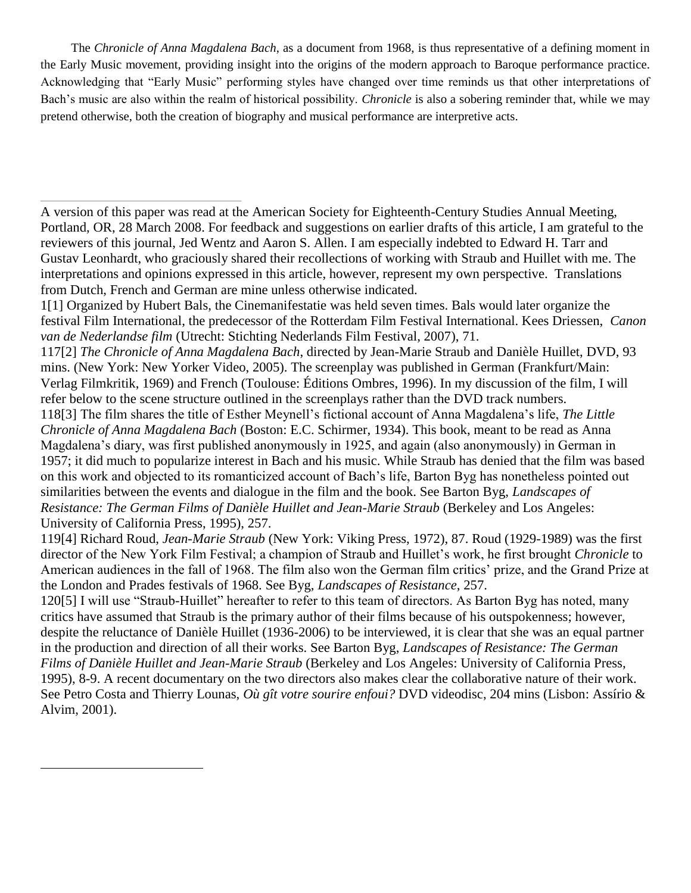The *Chronicle of Anna Magdalena Bach*, as a document from 1968, is thus representative of a defining moment in the Early Music movement, providing insight into the origins of the modern approach to Baroque performance practice. Acknowledging that "Early Music" performing styles have changed over time reminds us that other interpretations of Bach's music are also within the realm of historical possibility. *Chronicle* is also a sobering reminder that, while we may pretend otherwise, both the creation of biography and musical performance are interpretive acts.

---

A version of this paper was read at the American Society for Eighteenth-Century Studies Annual Meeting, Portland, OR, 28 March 2008. For feedback and suggestions on earlier drafts of this article, I am grateful to the reviewers of this journal, Jed Wentz and Aaron S. Allen. I am especially indebted to Edward H. Tarr and Gustav Leonhardt, who graciously shared their recollections of working with Straub and Huillet with me. The interpretations and opinions expressed in this article, however, represent my own perspective. Translations from Dutch, French and German are mine unless otherwise indicated.

1[1] Organized by Hubert Bals, the Cinemanifestatie was held seven times. Bals would later organize the festival Film International, the predecessor of the Rotterdam Film Festival International. Kees Driessen, *Canon van de Nederlandse film* (Utrecht: Stichting Nederlands Film Festival, 2007), 71.

117[2] *The Chronicle of Anna Magdalena Bach*, directed by Jean-Marie Straub and Danièle Huillet, DVD, 93 mins. (New York: New Yorker Video, 2005). The screenplay was published in German (Frankfurt/Main: Verlag Filmkritik, 1969) and French (Toulouse: Éditions Ombres, 1996). In my discussion of the film, I will refer below to the scene structure outlined in the screenplays rather than the DVD track numbers.

118[3] The film shares the title of Esther Meynell's fictional account of Anna Magdalena's life, *The Little Chronicle of Anna Magdalena Bach* (Boston: E.C. Schirmer, 1934). This book, meant to be read as Anna Magdalena's diary, was first published anonymously in 1925, and again (also anonymously) in German in 1957; it did much to popularize interest in Bach and his music. While Straub has denied that the film was based on this work and objected to its romanticized account of Bach's life, Barton Byg has nonetheless pointed out similarities between the events and dialogue in the film and the book. See Barton Byg, *Landscapes of Resistance: The German Films of Danièle Huillet and Jean-Marie Straub* (Berkeley and Los Angeles: University of California Press, 1995), 257.

119[4] Richard Roud, *Jean-Marie Straub* (New York: Viking Press, 1972), 87. Roud (1929-1989) was the first director of the New York Film Festival; a champion of Straub and Huillet's work, he first brought *Chronicle* to American audiences in the fall of 1968. The film also won the German film critics' prize, and the Grand Prize at the London and Prades festivals of 1968. See Byg, *Landscapes of Resistance*, 257.

120[5] I will use "Straub-Huillet" hereafter to refer to this team of directors. As Barton Byg has noted, many critics have assumed that Straub is the primary author of their films because of his outspokenness; however, despite the reluctance of Danièle Huillet (1936-2006) to be interviewed, it is clear that she was an equal partner in the production and direction of all their works. See Barton Byg, *Landscapes of Resistance: The German Films of Danièle Huillet and Jean-Marie Straub* (Berkeley and Los Angeles: University of California Press, 1995), 8-9. A recent documentary on the two directors also makes clear the collaborative nature of their work. See Petro Costa and Thierry Lounas, *Où gît votre sourire enfoui?* DVD videodisc, 204 mins (Lisbon: Assírio & Alvim, 2001).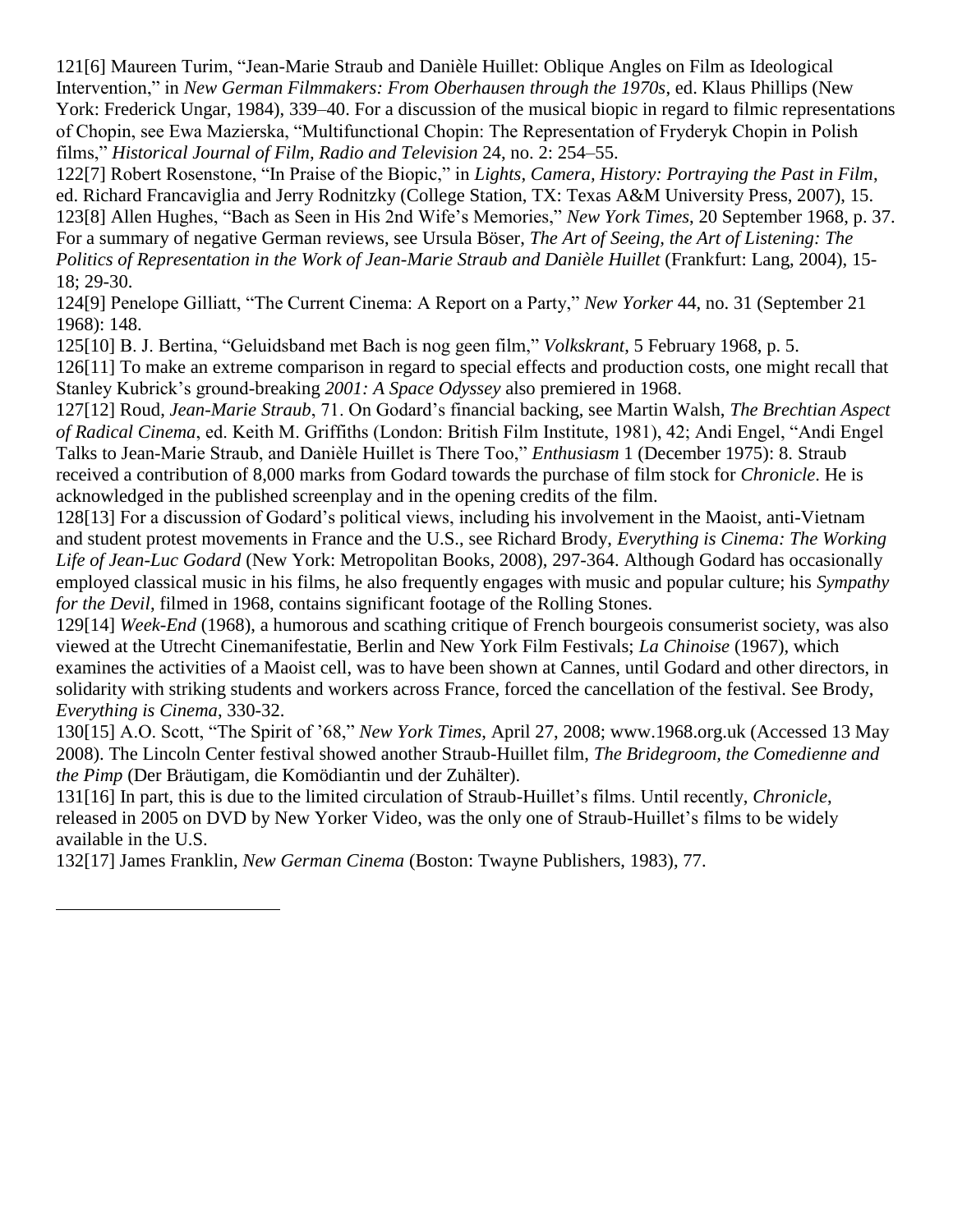121[6] Maureen Turim, "Jean-Marie Straub and Danièle Huillet: Oblique Angles on Film as Ideological Intervention," in *New German Filmmakers: From Oberhausen through the 1970s*, ed. Klaus Phillips (New York: Frederick Ungar, 1984), 339–40. For a discussion of the musical biopic in regard to filmic representations of Chopin, see Ewa Mazierska, "Multifunctional Chopin: The Representation of Fryderyk Chopin in Polish films," *Historical Journal of Film, Radio and Television* 24, no. 2: 254–55.

122[7] Robert Rosenstone, "In Praise of the Biopic," in *Lights, Camera, History: Portraying the Past in Film*, ed. Richard Francaviglia and Jerry Rodnitzky (College Station, TX: Texas A&M University Press, 2007), 15.

123[8] Allen Hughes, "Bach as Seen in His 2nd Wife's Memories," *New York Times*, 20 September 1968, p. 37. For a summary of negative German reviews, see Ursula Böser, *The Art of Seeing, the Art of Listening: The Politics of Representation in the Work of Jean-Marie Straub and Danièle Huillet* (Frankfurt: Lang, 2004), 15-18; 29-30.

124[9] Penelope Gilliatt, "The Current Cinema: A Report on a Party," *New Yorker* 44, no. 31 (September 21 1968): 148.

125[10] B. J. Bertina, "Geluidsband met Bach is nog geen film," *Volkskrant*, 5 February 1968, p. 5.

126[11] To make an extreme comparison in regard to special effects and production costs, one might recall that Stanley Kubrick's ground-breaking *2001: A Space Odyssey* also premiered in 1968.

127[12] Roud, *Jean-Marie Straub*, 71. On Godard's financial backing, see Martin Walsh, *The Brechtian Aspect of Radical Cinema*, ed. Keith M. Griffiths (London: British Film Institute, 1981), 42; Andi Engel, "Andi Engel Talks to Jean-Marie Straub, and Danièle Huillet is There Too," *Enthusiasm* 1 (December 1975): 8. Straub received a contribution of 8,000 marks from Godard towards the purchase of film stock for *Chronicle*. He is acknowledged in the published screenplay and in the opening credits of the film.

128[13] For a discussion of Godard's political views, including his involvement in the Maoist, anti-Vietnam and student protest movements in France and the U.S., see Richard Brody, *Everything is Cinema: The Working Life of Jean-Luc Godard* (New York: Metropolitan Books, 2008), 297-364. Although Godard has occasionally employed classical music in his films, he also frequently engages with music and popular culture; his *Sympathy for the Devil*, filmed in 1968, contains significant footage of the Rolling Stones.

129[14] *Week-End* (1968), a humorous and scathing critique of French bourgeois consumerist society, was also viewed at the Utrecht Cinemanifestatie, Berlin and New York Film Festivals; *La Chinoise* (1967), which examines the activities of a Maoist cell, was to have been shown at Cannes, until Godard and other directors, in solidarity with striking students and workers across France, forced the cancellation of the festival. See Brody, *Everything is Cinema*, 330-32.

130[15] A.O. Scott, "The Spirit of '68," *New York Times*, April 27, 2008; www.1968.org.uk (Accessed 13 May 2008). The Lincoln Center festival showed another Straub-Huillet film, *The Bridegroom, the Comedienne and the Pimp* (Der Bräutigam, die Komödiantin und der Zuhälter).

131[16] In part, this is due to the limited circulation of Straub-Huillet's films. Until recently, *Chronicle*, released in 2005 on DVD by New Yorker Video, was the only one of Straub-Huillet's films to be widely available in the U.S.

132[17] James Franklin, *New German Cinema* (Boston: Twayne Publishers, 1983), 77.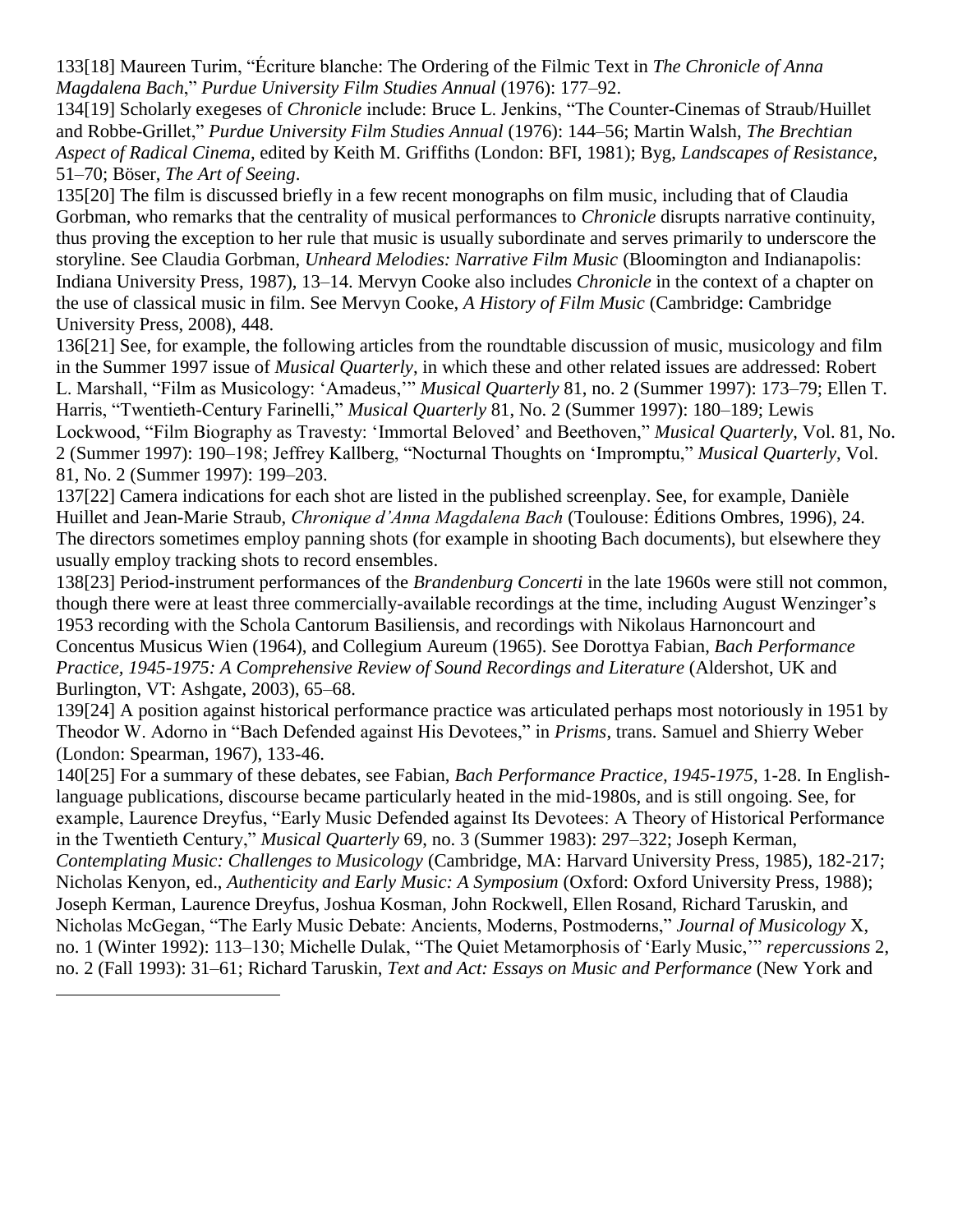133[18] Maureen Turim, "Écriture blanche: The Ordering of the Filmic Text in *The Chronicle of Anna Magdalena Bach*," *Purdue University Film Studies Annual* (1976): 177–92.

134[19] Scholarly exegeses of *Chronicle* include: Bruce L. Jenkins, "The Counter-Cinemas of Straub/Huillet and Robbe-Grillet," *Purdue University Film Studies Annual* (1976): 144–56; Martin Walsh, *The Brechtian Aspect of Radical Cinema*, edited by Keith M. Griffiths (London: BFI, 1981); Byg, *Landscapes of Resistance*, 51–70; Böser, *The Art of Seeing*.

135[20] The film is discussed briefly in a few recent monographs on film music, including that of Claudia Gorbman, who remarks that the centrality of musical performances to *Chronicle* disrupts narrative continuity, thus proving the exception to her rule that music is usually subordinate and serves primarily to underscore the storyline. See Claudia Gorbman, *Unheard Melodies: Narrative Film Music* (Bloomington and Indianapolis: Indiana University Press, 1987), 13–14. Mervyn Cooke also includes *Chronicle* in the context of a chapter on the use of classical music in film. See Mervyn Cooke, *A History of Film Music* (Cambridge: Cambridge University Press, 2008), 448.

136[21] See, for example, the following articles from the roundtable discussion of music, musicology and film in the Summer 1997 issue of *Musical Quarterly*, in which these and other related issues are addressed: Robert L. Marshall, "Film as Musicology: 'Amadeus,'" *Musical Quarterly* 81, no. 2 (Summer 1997): 173–79; Ellen T. Harris, "Twentieth-Century Farinelli," *Musical Quarterly* 81, No. 2 (Summer 1997): 180–189; Lewis Lockwood, "Film Biography as Travesty: 'Immortal Beloved' and Beethoven," *Musical Quarterly*, Vol. 81, No. 2 (Summer 1997): 190–198; Jeffrey Kallberg, "Nocturnal Thoughts on 'Impromptu," *Musical Quarterly*, Vol. 81, No. 2 (Summer 1997): 199–203.

137[22] Camera indications for each shot are listed in the published screenplay. See, for example, Danièle Huillet and Jean-Marie Straub, *Chronique d'Anna Magdalena Bach* (Toulouse: Éditions Ombres, 1996), 24. The directors sometimes employ panning shots (for example in shooting Bach documents), but elsewhere they usually employ tracking shots to record ensembles.

138[23] Period-instrument performances of the *Brandenburg Concerti* in the late 1960s were still not common, though there were at least three commercially-available recordings at the time, including August Wenzinger's 1953 recording with the Schola Cantorum Basiliensis, and recordings with Nikolaus Harnoncourt and Concentus Musicus Wien (1964), and Collegium Aureum (1965). See Dorottya Fabian, *Bach Performance Practice, 1945-1975: A Comprehensive Review of Sound Recordings and Literature* (Aldershot, UK and Burlington, VT: Ashgate, 2003), 65–68.

139[24] A position against historical performance practice was articulated perhaps most notoriously in 1951 by Theodor W. Adorno in "Bach Defended against His Devotees," in *Prisms*, trans. Samuel and Shierry Weber (London: Spearman, 1967), 133-46.

140[25] For a summary of these debates, see Fabian, *Bach Performance Practice, 1945-1975*, 1-28. In English-language publications, discourse became particularly heated in the mid-1980s, and is still ongoing. See, for example, Laurence Dreyfus, "Early Music Defended against Its Devotees: A Theory of Historical Performance in the Twentieth Century," *Musical Quarterly* 69, no. 3 (Summer 1983): 297–322; Joseph Kerman, *Contemplating Music: Challenges to Musicology* (Cambridge, MA: Harvard University Press, 1985), 182-217; Nicholas Kenyon, ed., *Authenticity and Early Music: A Symposium* (Oxford: Oxford University Press, 1988); Joseph Kerman, Laurence Dreyfus, Joshua Kosman, John Rockwell, Ellen Rosand, Richard Taruskin, and Nicholas McGegan, "The Early Music Debate: Ancients, Moderns, Postmoderns," *Journal of Musicology* X, no. 1 (Winter 1992): 113–130; Michelle Dulak, "The Quiet Metamorphosis of 'Early Music,'" *repercussions* 2, no. 2 (Fall 1993): 31–61; Richard Taruskin, *Text and Act: Essays on Music and Performance* (New York and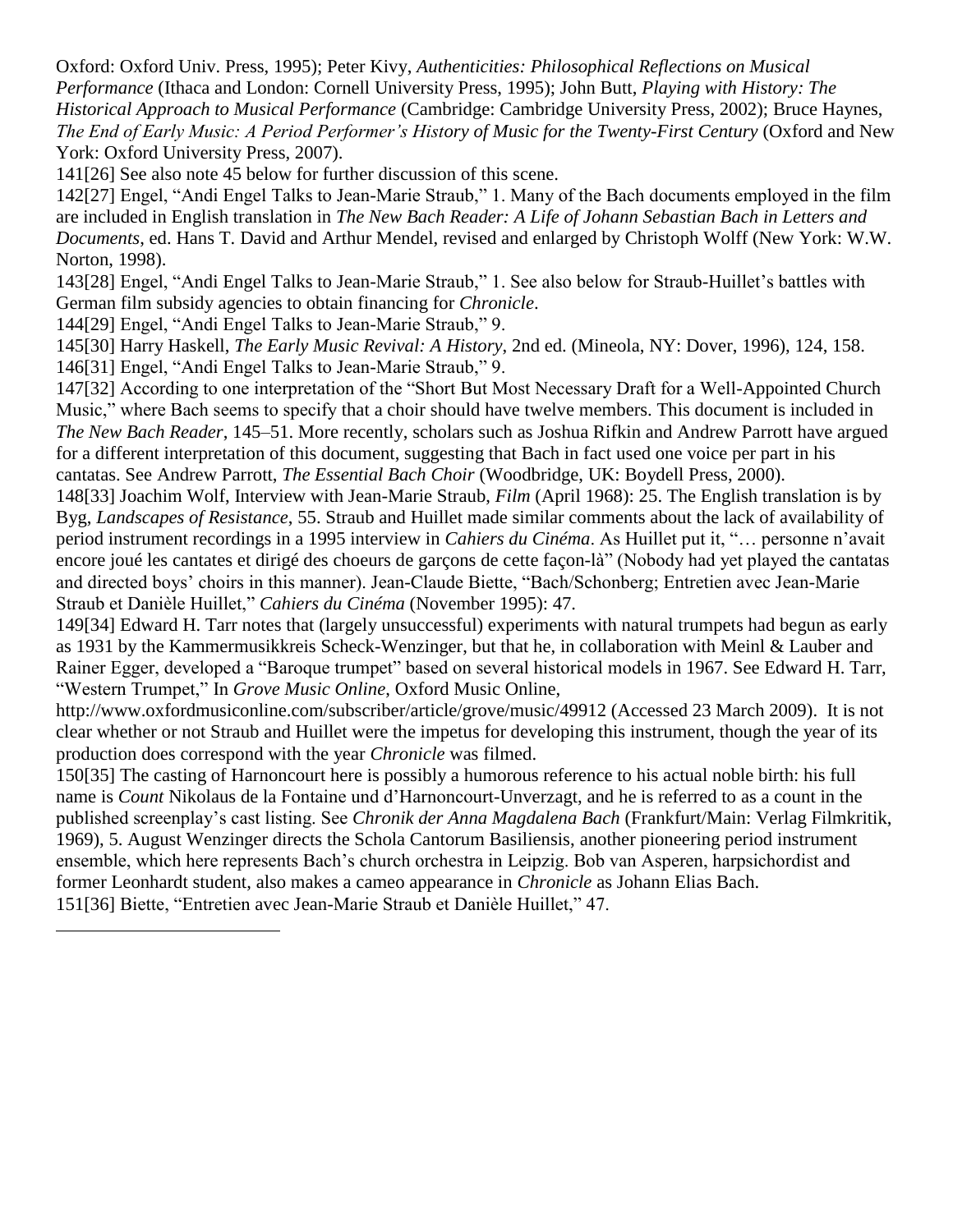Oxford: Oxford Univ. Press, 1995); Peter Kivy, *Authenticities: Philosophical Reflections on Musical Performance* (Ithaca and London: Cornell University Press, 1995); John Butt, *Playing with History: The Historical Approach to Musical Performance* (Cambridge: Cambridge University Press, 2002); Bruce Haynes, *The End of Early Music: A Period Performer's History of Music for the Twenty-First Century* (Oxford and New York: Oxford University Press, 2007).

141[26] See also note 45 below for further discussion of this scene.

142[27] Engel, "Andi Engel Talks to Jean-Marie Straub," 1. Many of the Bach documents employed in the film are included in English translation in *The New Bach Reader: A Life of Johann Sebastian Bach in Letters and Documents*, ed. Hans T. David and Arthur Mendel, revised and enlarged by Christoph Wolff (New York: W.W. Norton, 1998).

143[28] Engel, "Andi Engel Talks to Jean-Marie Straub," 1. See also below for Straub-Huillet's battles with German film subsidy agencies to obtain financing for *Chronicle*.

144[29] Engel, "Andi Engel Talks to Jean-Marie Straub," 9.

145[30] Harry Haskell, *The Early Music Revival: A History*, 2nd ed. (Mineola, NY: Dover, 1996), 124, 158.

146[31] Engel, "Andi Engel Talks to Jean-Marie Straub," 9.

147[32] According to one interpretation of the "Short But Most Necessary Draft for a Well-Appointed Church Music," where Bach seems to specify that a choir should have twelve members. This document is included in *The New Bach Reader*, 145–51. More recently, scholars such as Joshua Rifkin and Andrew Parrott have argued for a different interpretation of this document, suggesting that Bach in fact used one voice per part in his cantatas. See Andrew Parrott, *The Essential Bach Choir* (Woodbridge, UK: Boydell Press, 2000).

148[33] Joachim Wolf, Interview with Jean-Marie Straub, *Film* (April 1968): 25. The English translation is by Byg, *Landscapes of Resistance*, 55. Straub and Huillet made similar comments about the lack of availability of period instrument recordings in a 1995 interview in *Cahiers du Cinéma*. As Huillet put it, "… personne n'avait encore joué les cantates et dirigé des choeurs de garçons de cette façon-là" (Nobody had yet played the cantatas and directed boys' choirs in this manner). Jean-Claude Biette, "Bach/Schonberg; Entretien avec Jean-Marie Straub et Danièle Huillet," *Cahiers du Cinéma* (November 1995): 47.

149[34] Edward H. Tarr notes that (largely unsuccessful) experiments with natural trumpets had begun as early as 1931 by the Kammermusikkreis Scheck-Wenzinger, but that he, in collaboration with Meinl & Lauber and Rainer Egger, developed a "Baroque trumpet" based on several historical models in 1967. See Edward H. Tarr, "Western Trumpet," In *Grove Music Online*, Oxford Music Online, http://www.oxfordmusiconline.com/subscriber/article/grove/music/49912 (Accessed 23 March 2009). It is not clear whether or not Straub and Huillet were the impetus for developing this instrument, though the year of its production does correspond with the year *Chronicle* was filmed.

150[35] The casting of Harnoncourt here is possibly a humorous reference to his actual noble birth: his full name is *Count* Nikolaus de la Fontaine und d'Harnoncourt-Unverzagt, and he is referred to as a count in the published screenplay's cast listing. See *Chronik der Anna Magdalena Bach* (Frankfurt/Main: Verlag Filmkritik, 1969), 5. August Wenzinger directs the Schola Cantorum Basiliensis, another pioneering period instrument ensemble, which here represents Bach's church orchestra in Leipzig. Bob van Asperen, harpsichordist and former Leonhardt student, also makes a cameo appearance in *Chronicle* as Johann Elias Bach.

151[36] Biette, "Entretien avec Jean-Marie Straub et Danièle Huillet," 47.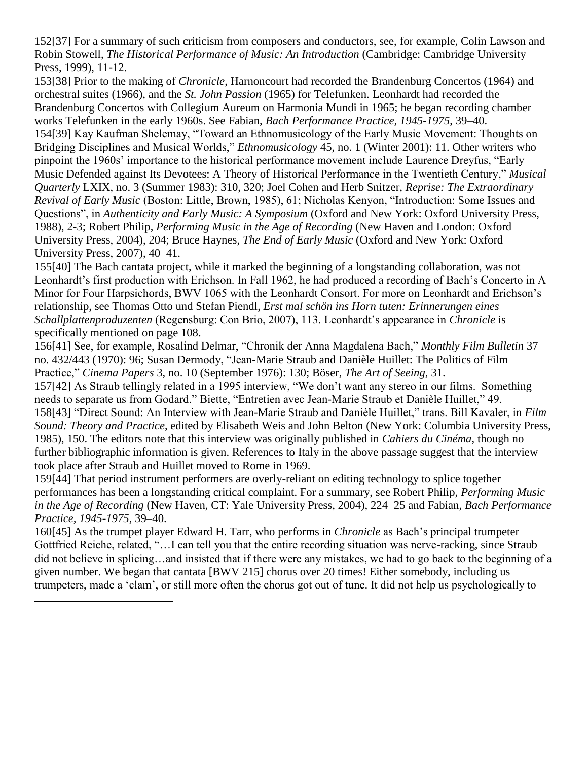152[37] For a summary of such criticism from composers and conductors, see, for example, Colin Lawson and Robin Stowell, *The Historical Performance of Music: An Introduction* (Cambridge: Cambridge University Press, 1999), 11-12.

153[38] Prior to the making of *Chronicle*, Harnoncourt had recorded the Brandenburg Concertos (1964) and orchestral suites (1966), and the *St. John Passion* (1965) for Telefunken. Leonhardt had recorded the Brandenburg Concertos with Collegium Aureum on Harmonia Mundi in 1965; he began recording chamber works Telefunken in the early 1960s. See Fabian, *Bach Performance Practice, 1945-1975*, 39–40.

154[39] Kay Kaufman Shelemay, "Toward an Ethnomusicology of the Early Music Movement: Thoughts on Bridging Disciplines and Musical Worlds," *Ethnomusicology* 45, no. 1 (Winter 2001): 11. Other writers who pinpoint the 1960s' importance to the historical performance movement include Laurence Dreyfus, "Early Music Defended against Its Devotees: A Theory of Historical Performance in the Twentieth Century," *Musical Quarterly* LXIX, no. 3 (Summer 1983): 310, 320; Joel Cohen and Herb Snitzer, *Reprise: The Extraordinary Revival of Early Music* (Boston: Little, Brown, 1985), 61; Nicholas Kenyon, "Introduction: Some Issues and Questions", in *Authenticity and Early Music: A Symposium* (Oxford and New York: Oxford University Press, 1988), 2-3; Robert Philip, *Performing Music in the Age of Recording* (New Haven and London: Oxford University Press, 2004), 204; Bruce Haynes, *The End of Early Music* (Oxford and New York: Oxford University Press, 2007), 40–41.

155[40] The Bach cantata project, while it marked the beginning of a longstanding collaboration, was not Leonhardt's first production with Erichson. In Fall 1962, he had produced a recording of Bach's Concerto in A Minor for Four Harpsichords, BWV 1065 with the Leonhardt Consort. For more on Leonhardt and Erichson's relationship, see Thomas Otto und Stefan Piendl, *Erst mal schön ins Horn tuten: Erinnerungen eines Schallplattenproduzenten* (Regensburg: Con Brio, 2007), 113. Leonhardt's appearance in *Chronicle* is specifically mentioned on page 108.

156[41] See, for example, Rosalind Delmar, "Chronik der Anna Magdalena Bach," *Monthly Film Bulletin* 37 no. 432/443 (1970): 96; Susan Dermody, "Jean-Marie Straub and Danièle Huillet: The Politics of Film Practice," *Cinema Papers* 3, no. 10 (September 1976): 130; Böser, *The Art of Seeing*, 31.

157[42] As Straub tellingly related in a 1995 interview, "We don't want any stereo in our films. Something needs to separate us from Godard." Biette, "Entretien avec Jean-Marie Straub et Danièle Huillet," 49.

158[43] "Direct Sound: An Interview with Jean-Marie Straub and Danièle Huillet," trans. Bill Kavaler, in *Film Sound: Theory and Practice*, edited by Elisabeth Weis and John Belton (New York: Columbia University Press, 1985), 150. The editors note that this interview was originally published in *Cahiers du Cinéma*, though no further bibliographic information is given. References to Italy in the above passage suggest that the interview took place after Straub and Huillet moved to Rome in 1969.

159[44] That period instrument performers are overly-reliant on editing technology to splice together performances has been a longstanding critical complaint. For a summary, see Robert Philip, *Performing Music in the Age of Recording* (New Haven, CT: Yale University Press, 2004), 224–25 and Fabian, *Bach Performance Practice, 1945-1975*, 39–40.

160[45] As the trumpet player Edward H. Tarr, who performs in *Chronicle* as Bach's principal trumpeter Gottfried Reiche, related, "…I can tell you that the entire recording situation was nerve-racking, since Straub did not believe in splicing…and insisted that if there were any mistakes, we had to go back to the beginning of a given number. We began that cantata [BWV 215] chorus over 20 times! Either somebody, including us trumpeters, made a 'clam', or still more often the chorus got out of tune. It did not help us psychologically to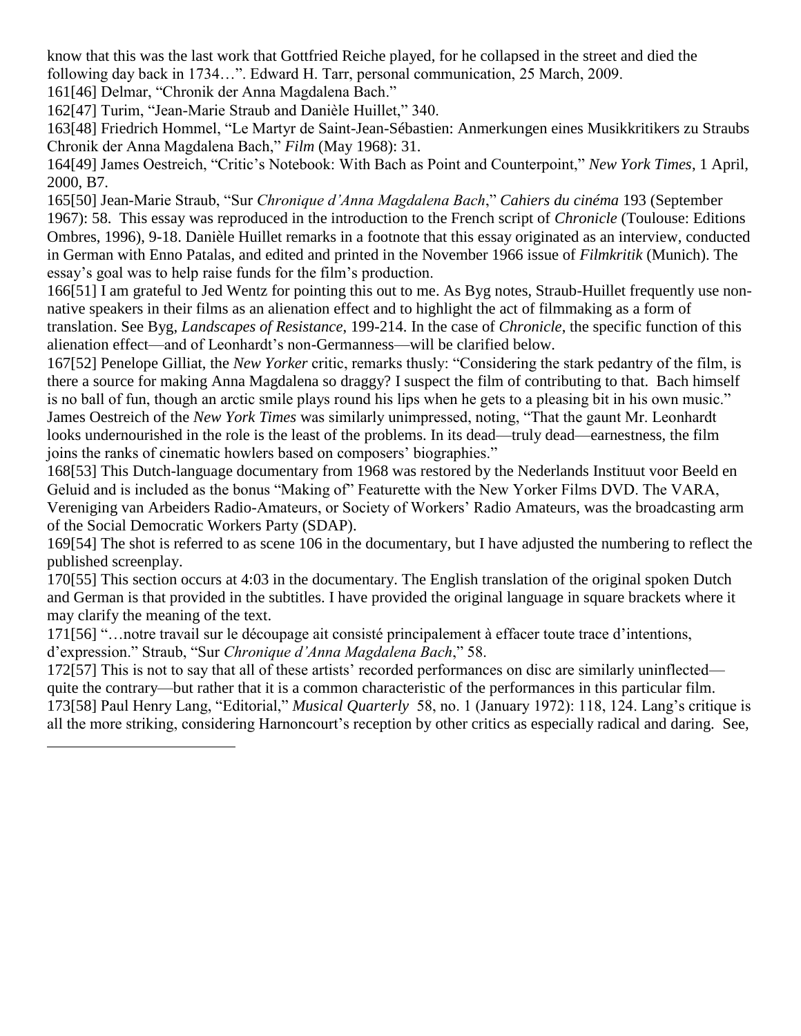know that this was the last work that Gottfried Reiche played, for he collapsed in the street and died the following day back in 1734…". Edward H. Tarr, personal communication, 25 March, 2009.

161[46] Delmar, "Chronik der Anna Magdalena Bach."

162[47] Turim, "Jean-Marie Straub and Danièle Huillet," 340.

163[48] Friedrich Hommel, "Le Martyr de Saint-Jean-Sébastien: Anmerkungen eines Musikkritikers zu Straubs Chronik der Anna Magdalena Bach," *Film* (May 1968): 31.

164[49] James Oestreich, "Critic's Notebook: With Bach as Point and Counterpoint," *New York Times*, 1 April, 2000, B7.

165[50] Jean-Marie Straub, "Sur *Chronique d'Anna Magdalena Bach*," *Cahiers du cinéma* 193 (September 1967): 58. This essay was reproduced in the introduction to the French script of *Chronicle* (Toulouse: Editions Ombres, 1996), 9-18. Danièle Huillet remarks in a footnote that this essay originated as an interview, conducted in German with Enno Patalas, and edited and printed in the November 1966 issue of *Filmkritik* (Munich). The essay's goal was to help raise funds for the film's production.

166[51] I am grateful to Jed Wentz for pointing this out to me. As Byg notes, Straub-Huillet frequently use non-native speakers in their films as an alienation effect and to highlight the act of filmmaking as a form of translation. See Byg, *Landscapes of Resistance*, 199-214. In the case of *Chronicle*, the specific function of this alienation effect—and of Leonhardt's non-Germanness—will be clarified below.

167[52] Penelope Gilliat, the *New Yorker* critic, remarks thusly: "Considering the stark pedantry of the film, is there a source for making Anna Magdalena so draggy? I suspect the film of contributing to that. Bach himself is no ball of fun, though an arctic smile plays round his lips when he gets to a pleasing bit in his own music." James Oestreich of the *New York Times* was similarly unimpressed, noting, "That the gaunt Mr. Leonhardt looks undernourished in the role is the least of the problems. In its dead—truly dead—earnestness, the film joins the ranks of cinematic howlers based on composers' biographies."

168[53] This Dutch-language documentary from 1968 was restored by the Nederlands Instituut voor Beeld en Geluid and is included as the bonus "Making of" Featurette with the New Yorker Films DVD. The VARA, Vereniging van Arbeiders Radio-Amateurs, or Society of Workers' Radio Amateurs, was the broadcasting arm of the Social Democratic Workers Party (SDAP).

169[54] The shot is referred to as scene 106 in the documentary, but I have adjusted the numbering to reflect the published screenplay.

170[55] This section occurs at 4:03 in the documentary. The English translation of the original spoken Dutch and German is that provided in the subtitles. I have provided the original language in square brackets where it may clarify the meaning of the text.

171[56] "…notre travail sur le découpage ait consisté principalement à effacer toute trace d'intentions, d'expression." Straub, "Sur *Chronique d'Anna Magdalena Bach*," 58.

172[57] This is not to say that all of these artists' recorded performances on disc are similarly uninflected—quite the contrary—but rather that it is a common characteristic of the performances in this particular film.

173[58] Paul Henry Lang, "Editorial," *Musical Quarterly* 58, no. 1 (January 1972): 118, 124. Lang's critique is all the more striking, considering Harnoncourt's reception by other critics as especially radical and daring. See,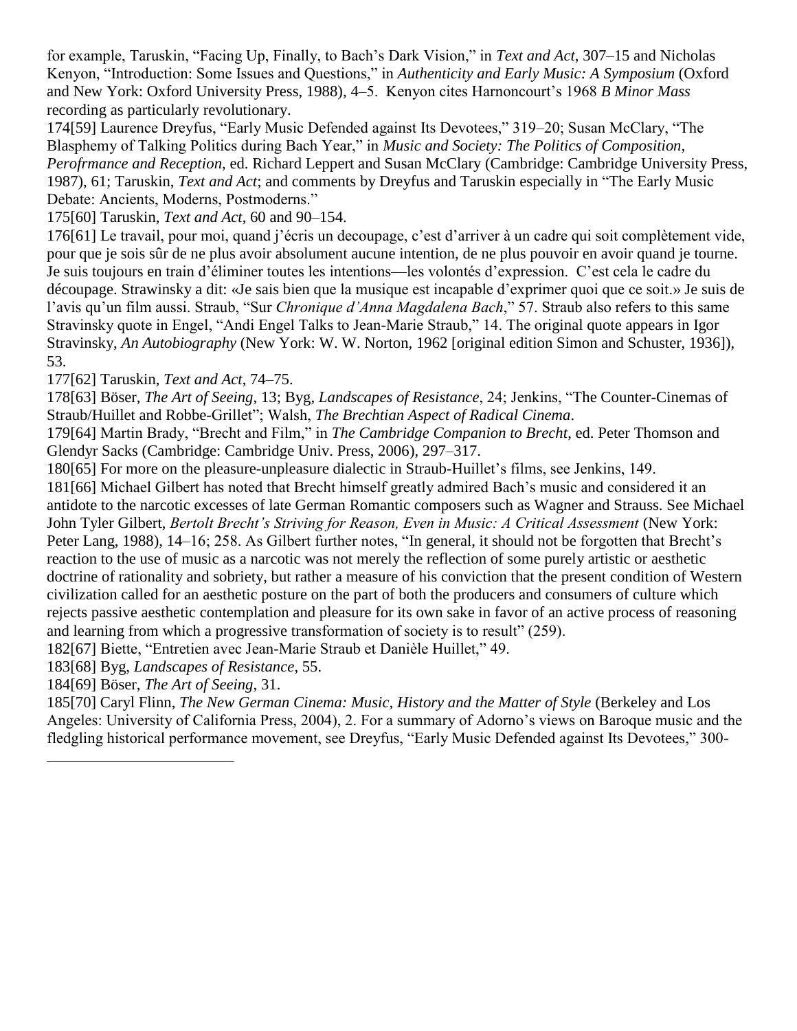for example, Taruskin, “Facing Up, Finally, to Bach’s Dark Vision,” in *Text and Act*, 307–15 and Nicholas Kenyon, “Introduction: Some Issues and Questions,” in *Authenticity and Early Music: A Symposium* (Oxford and New York: Oxford University Press, 1988), 4–5. Kenyon cites Harnoncourt’s 1968 *B Minor Mass* recording as particularly revolutionary.

174[59] Laurence Dreyfus, “Early Music Defended against Its Devotees,” 319–20; Susan McClary, “The Blasphemy of Talking Politics during Bach Year,” in *Music and Society: The Politics of Composition, Perofrmance and Reception*, ed. Richard Leppert and Susan McClary (Cambridge: Cambridge University Press, 1987), 61; Taruskin, *Text and Act*; and comments by Dreyfus and Taruskin especially in “The Early Music Debate: Ancients, Moderns, Postmoderns.”

175[60] Taruskin, *Text and Act*, 60 and 90–154.

176[61] Le travail, pour moi, quand j’écris un decoupage, c’est d’arriver à un cadre qui soit complètement vide, pour que je sois sûr de ne plus avoir absolument aucune intention, de ne plus pouvoir en avoir quand je tourne. Je suis toujours en train d’éliminer toutes les intentions—les volontés d’expression. C’est cela le cadre du découpage. Strawinsky a dit: «Je sais bien que la musique est incapable d’exprimer quoi que ce soit.» Je suis de l’avis qu’un film aussi. Straub, “Sur *Chronique d’Anna Magdalena Bach*,” 57. Straub also refers to this same Stravinsky quote in Engel, “Andi Engel Talks to Jean-Marie Straub,” 14. The original quote appears in Igor Stravinsky, *An Autobiography* (New York: W. W. Norton, 1962 [original edition Simon and Schuster, 1936]), 53.

177[62] Taruskin, *Text and Act*, 74–75.

178[63] Böser, *The Art of Seeing*, 13; Byg, *Landscapes of Resistance*, 24; Jenkins, “The Counter-Cinemas of Straub/Huillet and Robbe-Grillet”; Walsh, *The Brechtian Aspect of Radical Cinema*.

179[64] Martin Brady, “Brecht and Film,” in *The Cambridge Companion to Brecht*, ed. Peter Thomson and Glendyr Sacks (Cambridge: Cambridge Univ. Press, 2006), 297–317.

180[65] For more on the pleasure-unpleasure dialectic in Straub-Huillet’s films, see Jenkins, 149.

181[66] Michael Gilbert has noted that Brecht himself greatly admired Bach’s music and considered it an antidote to the narcotic excesses of late German Romantic composers such as Wagner and Strauss. See Michael John Tyler Gilbert, *Bertolt Brecht’s Striving for Reason, Even in Music: A Critical Assessment* (New York: Peter Lang, 1988), 14–16; 258. As Gilbert further notes, “In general, it should not be forgotten that Brecht’s reaction to the use of music as a narcotic was not merely the reflection of some purely artistic or aesthetic doctrine of rationality and sobriety, but rather a measure of his conviction that the present condition of Western civilization called for an aesthetic posture on the part of both the producers and consumers of culture which rejects passive aesthetic contemplation and pleasure for its own sake in favor of an active process of reasoning and learning from which a progressive transformation of society is to result” (259).

182[67] Biette, “Entretien avec Jean-Marie Straub et Danièle Huillet,” 49.

183[68] Byg, *Landscapes of Resistance*, 55.

184[69] Böser, *The Art of Seeing*, 31.

185[70] Caryl Flinn, *The New German Cinema: Music, History and the Matter of Style* (Berkeley and Los Angeles: University of California Press, 2004), 2. For a summary of Adorno’s views on Baroque music and the fledgling historical performance movement, see Dreyfus, “Early Music Defended against Its Devotees,” 300-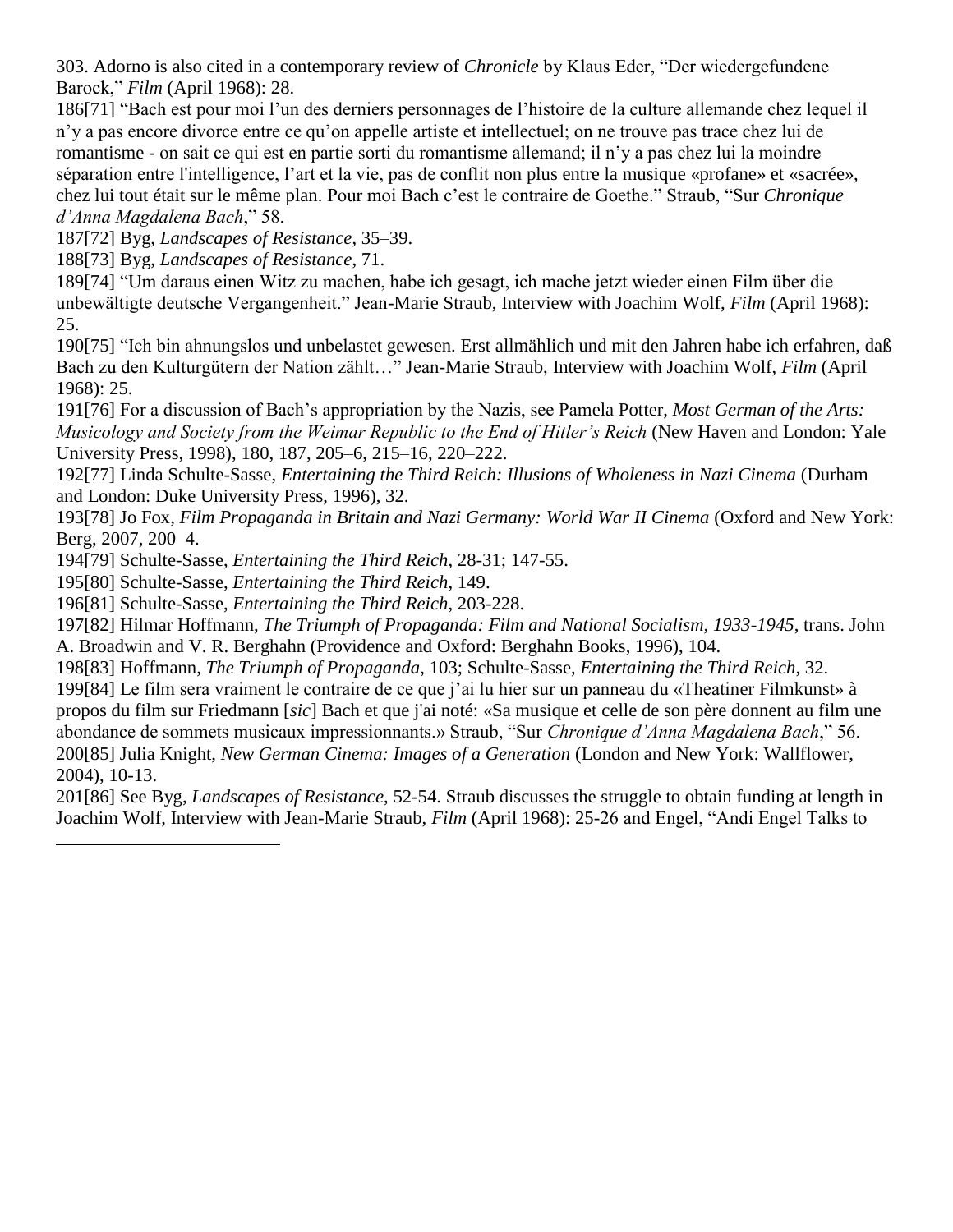303. Adorno is also cited in a contemporary review of *Chronicle* by Klaus Eder, "Der wiedergefundene Barock," *Film* (April 1968): 28.

186[71] "Bach est pour moi l'un des derniers personnages de l'histoire de la culture allemande chez lequel il n'y a pas encore divorce entre ce qu'on appelle artiste et intellectuel; on ne trouve pas trace chez lui de romantisme - on sait ce qui est en partie sorti du romantisme allemand; il n'y a pas chez lui la moindre séparation entre l'intelligence, l'art et la vie, pas de conflit non plus entre la musique «profane» et «sacrée», chez lui tout était sur le même plan. Pour moi Bach c'est le contraire de Goethe." Straub, "Sur *Chronique d'Anna Magdalena Bach*," 58.

187[72] Byg, *Landscapes of Resistance*, 35–39.

188[73] Byg, *Landscapes of Resistance*, 71.

189[74] "Um daraus einen Witz zu machen, habe ich gesagt, ich mache jetzt wieder einen Film über die unbewältigte deutsche Vergangenheit." Jean-Marie Straub, Interview with Joachim Wolf, *Film* (April 1968): 25.

190[75] "Ich bin ahnungslos und unbelastet gewesen. Erst allmählich und mit den Jahren habe ich erfahren, daß Bach zu den Kulturgütern der Nation zählt…" Jean-Marie Straub, Interview with Joachim Wolf, *Film* (April 1968): 25.

191[76] For a discussion of Bach's appropriation by the Nazis, see Pamela Potter, *Most German of the Arts: Musicology and Society from the Weimar Republic to the End of Hitler's Reich* (New Haven and London: Yale University Press, 1998), 180, 187, 205–6, 215–16, 220–222.

192[77] Linda Schulte-Sasse, *Entertaining the Third Reich: Illusions of Wholeness in Nazi Cinema* (Durham and London: Duke University Press, 1996), 32.

193[78] Jo Fox, *Film Propaganda in Britain and Nazi Germany: World War II Cinema* (Oxford and New York: Berg, 2007, 200–4.

194[79] Schulte-Sasse, *Entertaining the Third Reich*, 28-31; 147-55.

195[80] Schulte-Sasse, *Entertaining the Third Reich*, 149.

196[81] Schulte-Sasse, *Entertaining the Third Reich*, 203-228.

197[82] Hilmar Hoffmann, *The Triumph of Propaganda: Film and National Socialism, 1933-1945*, trans. John A. Broadwin and V. R. Berghahn (Providence and Oxford: Berghahn Books, 1996), 104.

198[83] Hoffmann, *The Triumph of Propaganda*, 103; Schulte-Sasse, *Entertaining the Third Reich*, 32.

199[84] Le film sera vraiment le contraire de ce que j'ai lu hier sur un panneau du «Theatiner Filmkunst» à propos du film sur Friedmann [*sic*] Bach et que j'ai noté: «Sa musique et celle de son père donnent au film une abondance de sommets musicaux impressionnants.» Straub, "Sur *Chronique d'Anna Magdalena Bach*," 56.

200[85] Julia Knight, *New German Cinema: Images of a Generation* (London and New York: Wallflower, 2004), 10-13.

201[86] See Byg, *Landscapes of Resistance*, 52-54. Straub discusses the struggle to obtain funding at length in Joachim Wolf, Interview with Jean-Marie Straub, *Film* (April 1968): 25-26 and Engel, "Andi Engel Talks to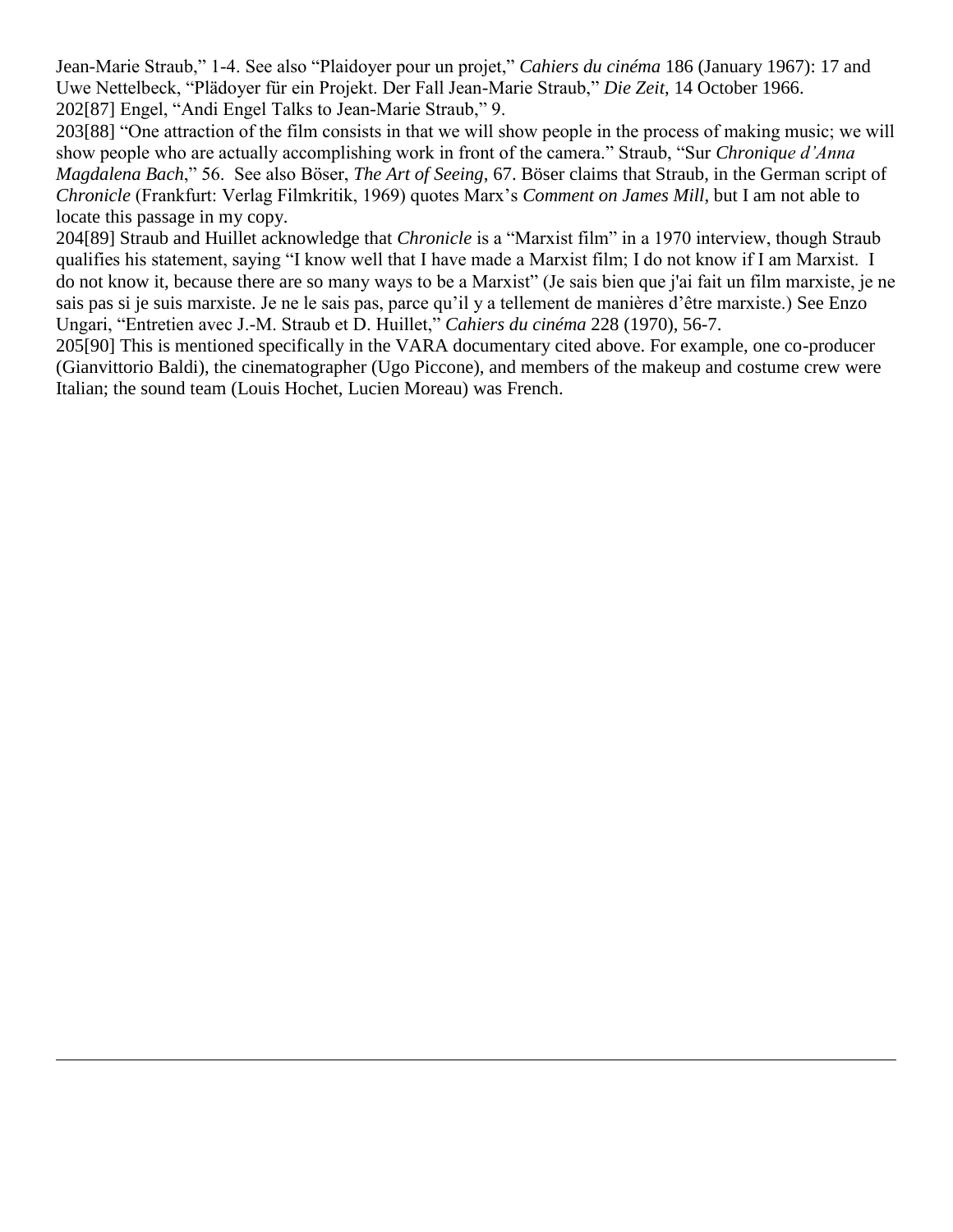Jean-Marie Straub," 1-4. See also "Plaidoyer pour un projet," *Cahiers du cinéma* 186 (January 1967): 17 and Uwe Nettelbeck, "Plädoyer für ein Projekt. Der Fall Jean-Marie Straub," *Die Zeit*, 14 October 1966.

202[87] Engel, "Andi Engel Talks to Jean-Marie Straub," 9.

203[88] "One attraction of the film consists in that we will show people in the process of making music; we will show people who are actually accomplishing work in front of the camera." Straub, "Sur *Chronique d'Anna Magdalena Bach*," 56. See also Böser, *The Art of Seeing*, 67. Böser claims that Straub, in the German script of *Chronicle* (Frankfurt: Verlag Filmkritik, 1969) quotes Marx's *Comment on James Mill*, but I am not able to locate this passage in my copy.

204[89] Straub and Huillet acknowledge that *Chronicle* is a "Marxist film" in a 1970 interview, though Straub qualifies his statement, saying "I know well that I have made a Marxist film; I do not know if I am Marxist. I do not know it, because there are so many ways to be a Marxist" (Je sais bien que j'ai fait un film marxiste, je ne sais pas si je suis marxiste. Je ne le sais pas, parce qu'il y a tellement de manières d'être marxiste.) See Enzo Ungari, "Entretien avec J.-M. Straub et D. Huillet," *Cahiers du cinéma* 228 (1970), 56-7.

205[90] This is mentioned specifically in the VARA documentary cited above. For example, one co-producer (Gianvittorio Baldi), the cinematographer (Ugo Piccone), and members of the makeup and costume crew were Italian; the sound team (Louis Hochet, Lucien Moreau) was French.